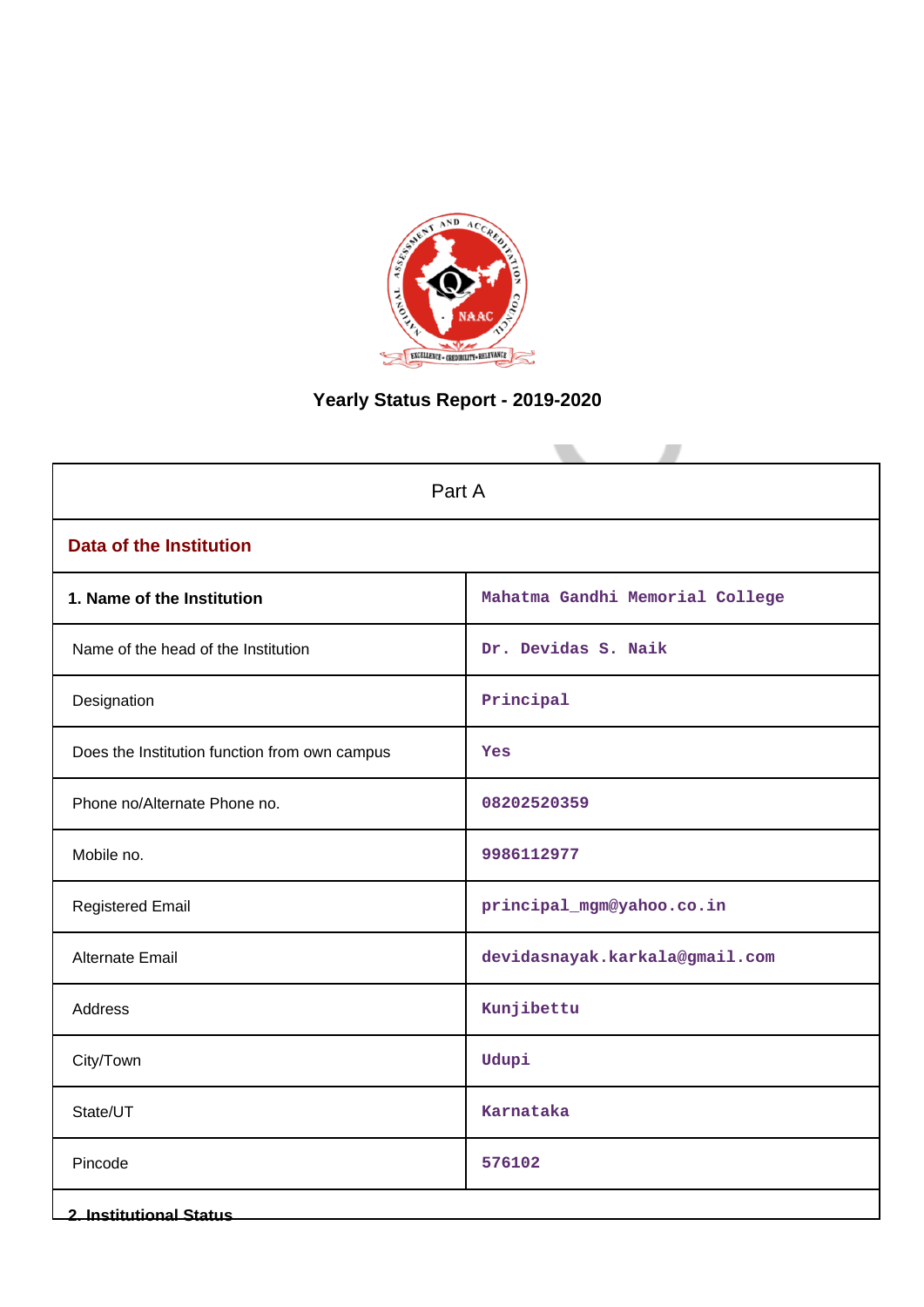# Yearly Status Report - 2019-2020

| Part A | |
|---|---|
| **Data of the Institution** | |
| **1. Name of the Institution** | Mahatma Gandhi Memorial College |
| Name of the head of the Institution | Dr. Devidas S. Naik |
| Designation | Principal |
| Does the Institution function from own campus | Yes |
| Phone no/Alternate Phone no. | 08202520359 |
| Mobile no. | 9986112977 |
| Registered Email | principal_mgm@yahoo.co.in |
| Alternate Email | devidasnayak.karkala@gmail.com |
| Address | Kunjibettu |
| City/Town | Udupi |
| State/UT | Karnataka |
| Pincode | 576102 |

**2. Institutional Status**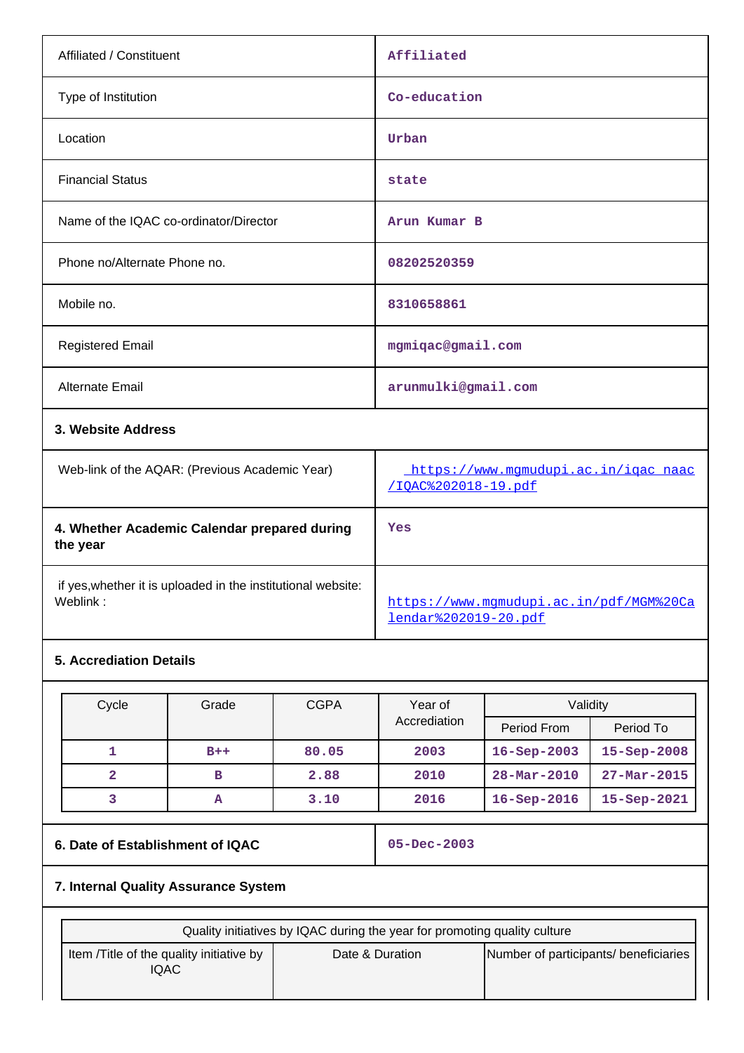| | |
|---|---|
| Affiliated / Constituent | Affiliated |
| Type of Institution | Co-education |
| Location | Urban |
| Financial Status | state |
| Name of the IQAC co-ordinator/Director | Arun Kumar B |
| Phone no/Alternate Phone no. | 08202520359 |
| Mobile no. | 8310658861 |
| Registered Email | mgmiqac@gmail.com |
| Alternate Email | arunmulki@gmail.com |

**3. Website Address**

| | |
|---|---|
| Web-link of the AQAR: (Previous Academic Year) | https://www.mgmudupi.ac.in/iqac_naac/IQAC%202018-19.pdf |
| **4. Whether Academic Calendar prepared during the year** | Yes |
| if yes,whether it is uploaded in the institutional website: Weblink : | https://www.mgmudupi.ac.in/pdf/MGM%20Calendar%202019-20.pdf |

**5. Accrediation Details**

| Cycle | Grade | CGPA | Year of Accrediation | Validity | |
|---|---|---|---|---|---|
| | | | | Period From | Period To |
| 1 | B++ | 80.05 | 2003 | 16-Sep-2003 | 15-Sep-2008 |
| 2 | B | 2.88 | 2010 | 28-Mar-2010 | 27-Mar-2015 |
| 3 | A | 3.10 | 2016 | 16-Sep-2016 | 15-Sep-2021 |

| | |
|---|---|
| **6. Date of Establishment of IQAC** | 05-Dec-2003 |

**7. Internal Quality Assurance System**

| Quality initiatives by IQAC during the year for promoting quality culture | | |
|---|---|---|
| Item /Title of the quality initiative by IQAC | Date & Duration | Number of participants/ beneficiaries |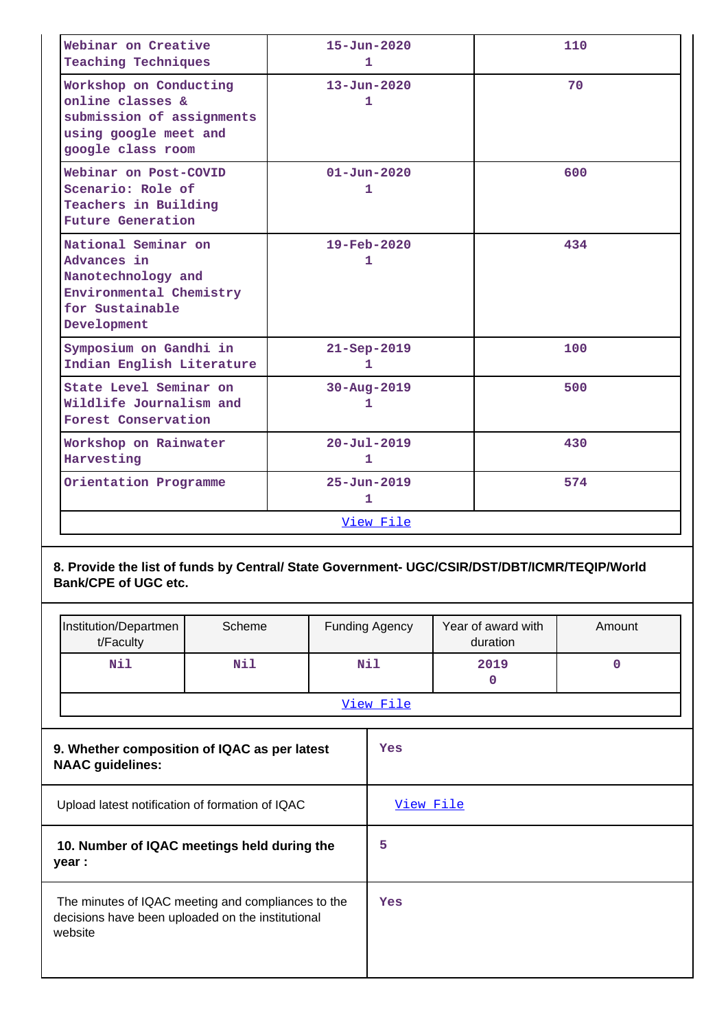| | | |
|---|---|---|
| Webinar on Creative Teaching Techniques | 15-Jun-2020 1 | 110 |
| Workshop on Conducting online classes & submission of assignments using google meet and google class room | 13-Jun-2020 1 | 70 |
| Webinar on Post-COVID Scenario: Role of Teachers in Building Future Generation | 01-Jun-2020 1 | 600 |
| National Seminar on Advances in Nanotechnology and Environmental Chemistry for Sustainable Development | 19-Feb-2020 1 | 434 |
| Symposium on Gandhi in Indian English Literature | 21-Sep-2019 1 | 100 |
| State Level Seminar on Wildlife Journalism and Forest Conservation | 30-Aug-2019 1 | 500 |
| Workshop on Rainwater Harvesting | 20-Jul-2019 1 | 430 |
| Orientation Programme | 25-Jun-2019 1 | 574 |
| View File | | |

**8. Provide the list of funds by Central/ State Government- UGC/CSIR/DST/DBT/ICMR/TEQIP/World Bank/CPE of UGC etc.**

| Institution/Department/Faculty | Scheme | Funding Agency | Year of award with duration | Amount |
|---|---|---|---|---|
| Nil | Nil | Nil | 2019 0 | 0 |
| View File | | | | |

| | |
|---|---|
| **9. Whether composition of IQAC as per latest NAAC guidelines:** | Yes |
| Upload latest notification of formation of IQAC | View File |
| **10. Number of IQAC meetings held during the year :** | 5 |
| The minutes of IQAC meeting and compliances to the decisions have been uploaded on the institutional website | Yes |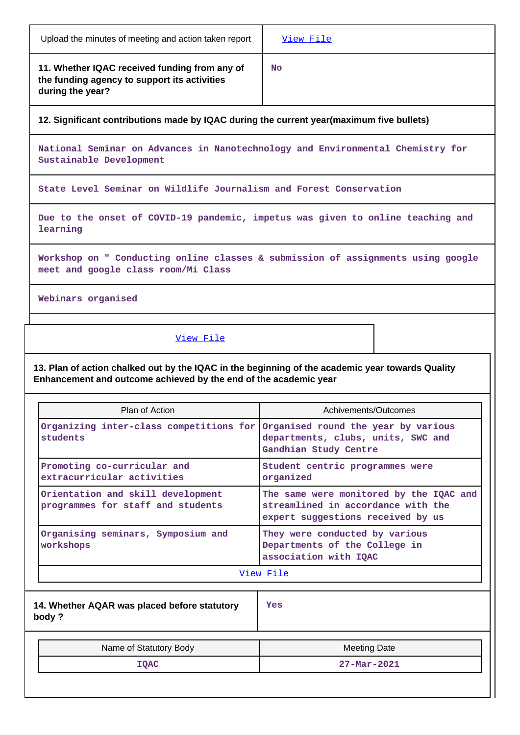| Upload the minutes of meeting and action taken report | View File |
|---|---|
| **11. Whether IQAC received funding from any of the funding agency to support its activities during the year?** | No |

**12. Significant contributions made by IQAC during the current year(maximum five bullets)**

- National Seminar on Advances in Nanotechnology and Environmental Chemistry for Sustainable Development
- State Level Seminar on Wildlife Journalism and Forest Conservation
- Due to the onset of COVID-19 pandemic, impetus was given to online teaching and learning
- Workshop on " Conducting online classes & submission of assignments using google meet and google class room/Mi Class
- Webinars organised

View File

**13. Plan of action chalked out by the IQAC in the beginning of the academic year towards Quality Enhancement and outcome achieved by the end of the academic year**

| Plan of Action | Achivements/Outcomes |
|---|---|
| Organizing inter-class competitions for students | Organised round the year by various departments, clubs, units, SWC and Gandhian Study Centre |
| Promoting co-curricular and extracurricular activities | Student centric programmes were organized |
| Orientation and skill development programmes for staff and students | The same were monitored by the IQAC and streamlined in accordance with the expert suggestions received by us |
| Organising seminars, Symposium and workshops | They were conducted by various Departments of the College in association with IQAC |
| View File | |

| **14. Whether AQAR was placed before statutory body ?** | Yes |
|---|---|

| Name of Statutory Body | Meeting Date |
|---|---|
| IQAC | 27-Mar-2021 |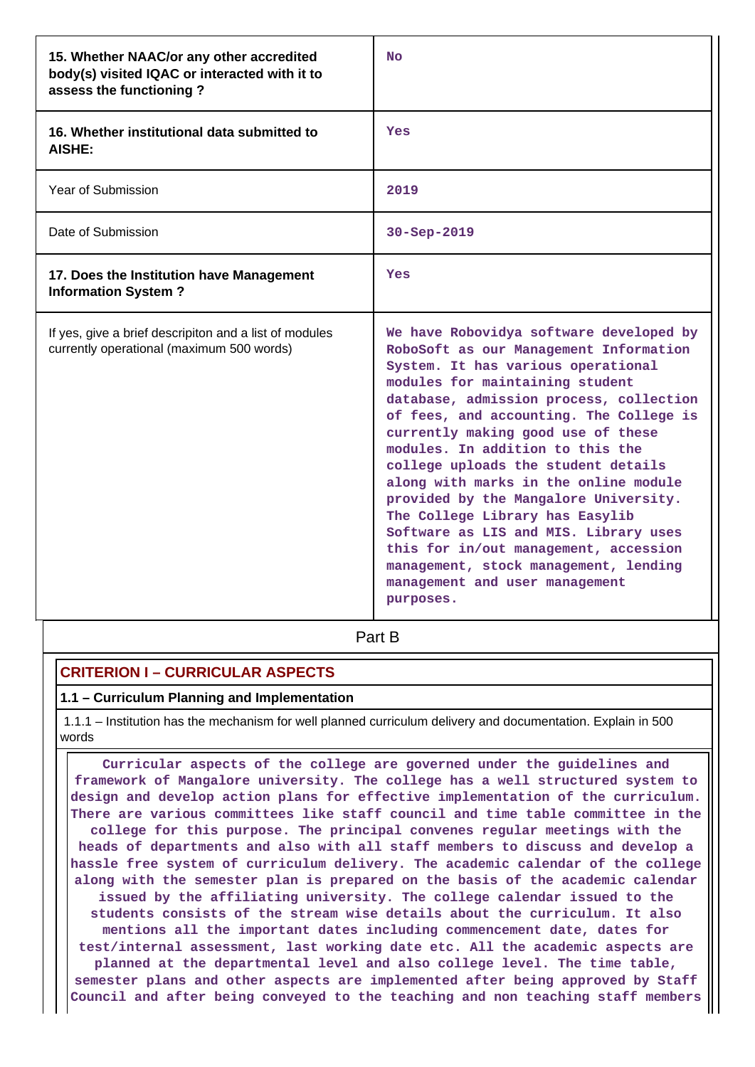| | |
|---|---|
| **15. Whether NAAC/or any other accredited body(s) visited IQAC or interacted with it to assess the functioning ?** | No |
| **16. Whether institutional data submitted to AISHE:** | Yes |
| Year of Submission | 2019 |
| Date of Submission | 30-Sep-2019 |
| **17. Does the Institution have Management Information System ?** | Yes |
| If yes, give a brief descripiton and a list of modules currently operational (maximum 500 words) | We have Robovidya software developed by RoboSoft as our Management Information System. It has various operational modules for maintaining student database, admission process, collection of fees, and accounting. The College is currently making good use of these modules. In addition to this the college uploads the student details along with marks in the online module provided by the Mangalore University. The College Library has Easylib Software as LIS and MIS. Library uses this for in/out management, accession management, stock management, lending management and user management purposes. |

## Part B

### CRITERION I – CURRICULAR ASPECTS

#### 1.1 – Curriculum Planning and Implementation

1.1.1 – Institution has the mechanism for well planned curriculum delivery and documentation. Explain in 500 words

Curricular aspects of the college are governed under the guidelines and framework of Mangalore university. The college has a well structured system to design and develop action plans for effective implementation of the curriculum. There are various committees like staff council and time table committee in the college for this purpose. The principal convenes regular meetings with the heads of departments and also with all staff members to discuss and develop a hassle free system of curriculum delivery. The academic calendar of the college along with the semester plan is prepared on the basis of the academic calendar issued by the affiliating university. The college calendar issued to the students consists of the stream wise details about the curriculum. It also mentions all the important dates including commencement date, dates for test/internal assessment, last working date etc. All the academic aspects are planned at the departmental level and also college level. The time table, semester plans and other aspects are implemented after being approved by Staff Council and after being conveyed to the teaching and non teaching staff members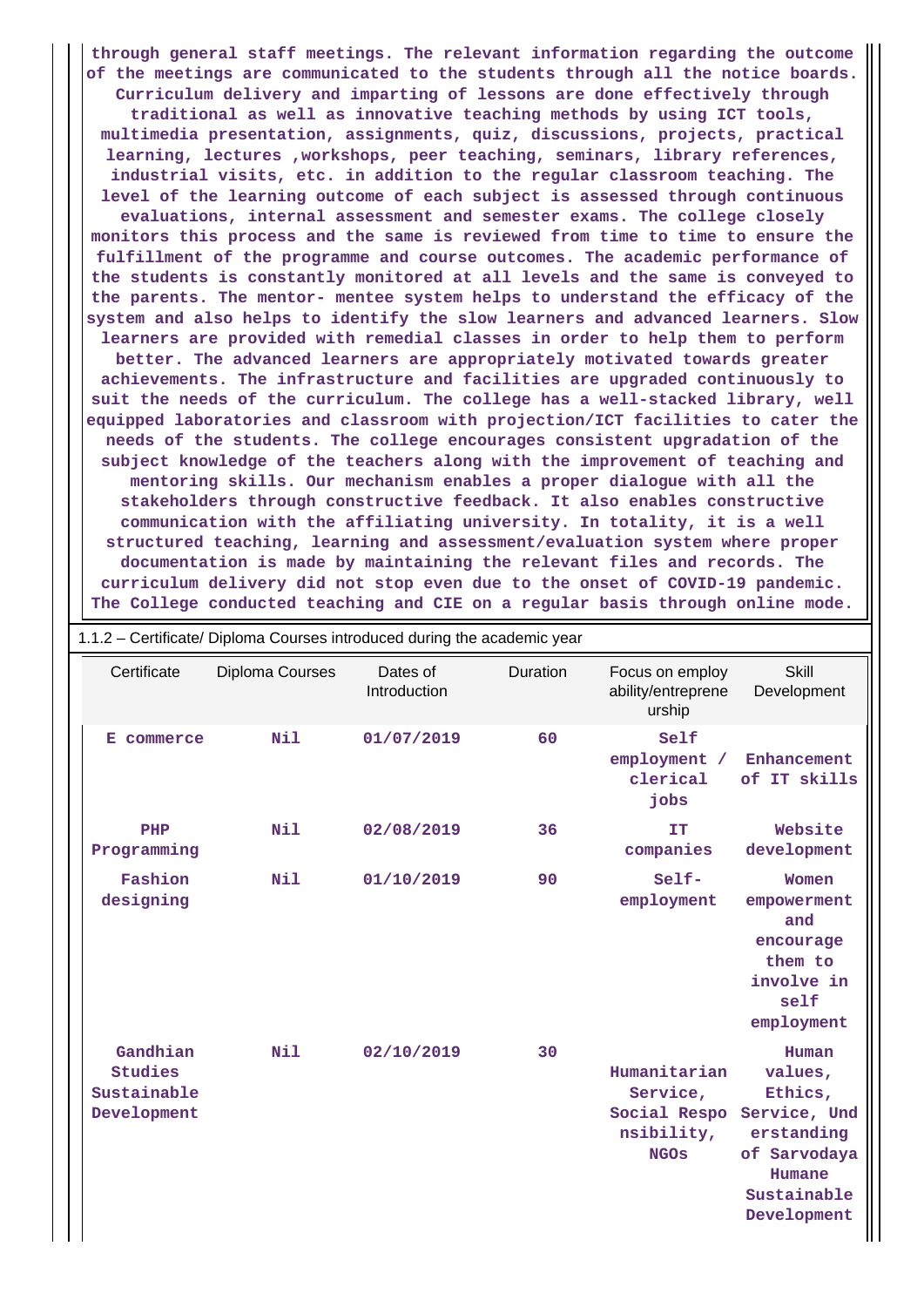through general staff meetings. The relevant information regarding the outcome of the meetings are communicated to the students through all the notice boards. Curriculum delivery and imparting of lessons are done effectively through traditional as well as innovative teaching methods by using ICT tools, multimedia presentation, assignments, quiz, discussions, projects, practical learning, lectures ,workshops, peer teaching, seminars, library references, industrial visits, etc. in addition to the regular classroom teaching. The level of the learning outcome of each subject is assessed through continuous evaluations, internal assessment and semester exams. The college closely monitors this process and the same is reviewed from time to time to ensure the fulfillment of the programme and course outcomes. The academic performance of the students is constantly monitored at all levels and the same is conveyed to the parents. The mentor- mentee system helps to understand the efficacy of the system and also helps to identify the slow learners and advanced learners. Slow learners are provided with remedial classes in order to help them to perform better. The advanced learners are appropriately motivated towards greater achievements. The infrastructure and facilities are upgraded continuously to suit the needs of the curriculum. The college has a well-stacked library, well equipped laboratories and classroom with projection/ICT facilities to cater the needs of the students. The college encourages consistent upgradation of the subject knowledge of the teachers along with the improvement of teaching and mentoring skills. Our mechanism enables a proper dialogue with all the stakeholders through constructive feedback. It also enables constructive communication with the affiliating university. In totality, it is a well structured teaching, learning and assessment/evaluation system where proper documentation is made by maintaining the relevant files and records. The curriculum delivery did not stop even due to the onset of COVID-19 pandemic. The College conducted teaching and CIE on a regular basis through online mode.

1.1.2 – Certificate/ Diploma Courses introduced during the academic year

| Certificate | Diploma Courses | Dates of Introduction | Duration | Focus on employ ability/entreprene urship | Skill Development |
|---|---|---|---|---|---|
| E commerce | Nil | 01/07/2019 | 60 | Self employment / clerical jobs | Enhancement of IT skills |
| PHP Programming | Nil | 02/08/2019 | 36 | IT companies | Website development |
| Fashion designing | Nil | 01/10/2019 | 90 | Self-employment | Women empowerment and encourage them to involve in self employment |
| Gandhian Studies Sustainable Development | Nil | 02/10/2019 | 30 | Humanitarian Service, Social Responsibility, NGOs | Human values, Ethics, Service, Understanding of Sarvodaya Humane Sustainable Development |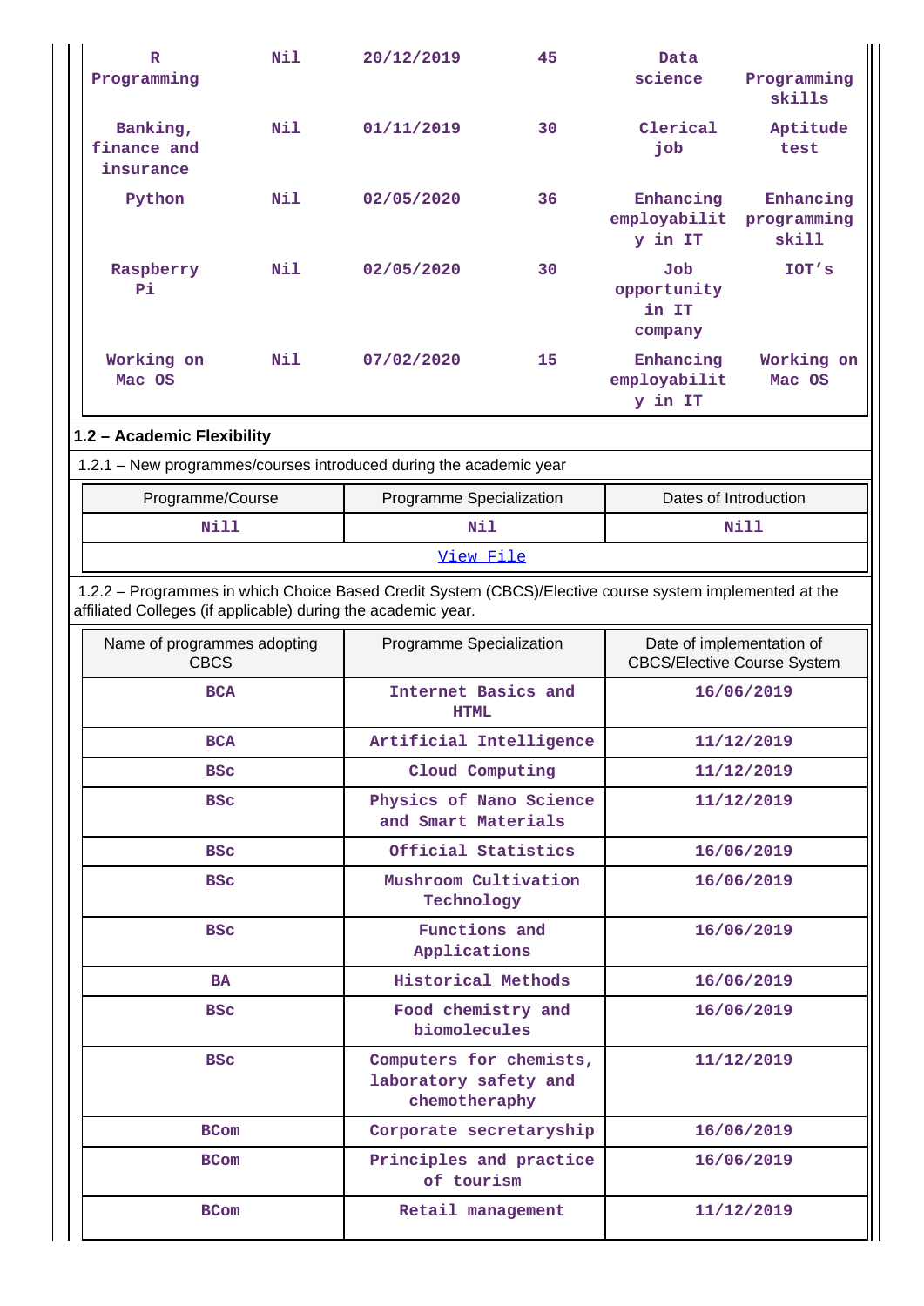| R Programming | Nil | 20/12/2019 | 45 | Data science | Programming skills |
|---|---|---|---|---|---|
| Banking, finance and insurance | Nil | 01/11/2019 | 30 | Clerical job | Aptitude test |
| Python | Nil | 02/05/2020 | 36 | Enhancing employability in IT | Enhancing programming skill |
| Raspberry Pi | Nil | 02/05/2020 | 30 | Job opportunity in IT company | IOT's |
| Working on Mac OS | Nil | 07/02/2020 | 15 | Enhancing employability in IT | Working on Mac OS |

**1.2 – Academic Flexibility**

1.2.1 – New programmes/courses introduced during the academic year

| Programme/Course | Programme Specialization | Dates of Introduction |
|---|---|---|
| Nill | Nil | Nill |
| View File | | |

1.2.2 – Programmes in which Choice Based Credit System (CBCS)/Elective course system implemented at the affiliated Colleges (if applicable) during the academic year.

| Name of programmes adopting CBCS | Programme Specialization | Date of implementation of CBCS/Elective Course System |
|---|---|---|
| BCA | Internet Basics and HTML | 16/06/2019 |
| BCA | Artificial Intelligence | 11/12/2019 |
| BSc | Cloud Computing | 11/12/2019 |
| BSc | Physics of Nano Science and Smart Materials | 11/12/2019 |
| BSc | Official Statistics | 16/06/2019 |
| BSc | Mushroom Cultivation Technology | 16/06/2019 |
| BSc | Functions and Applications | 16/06/2019 |
| BA | Historical Methods | 16/06/2019 |
| BSc | Food chemistry and biomolecules | 16/06/2019 |
| BSc | Computers for chemists, laboratory safety and chemotheraphy | 11/12/2019 |
| BCom | Corporate secretaryship | 16/06/2019 |
| BCom | Principles and practice of tourism | 16/06/2019 |
| BCom | Retail management | 11/12/2019 |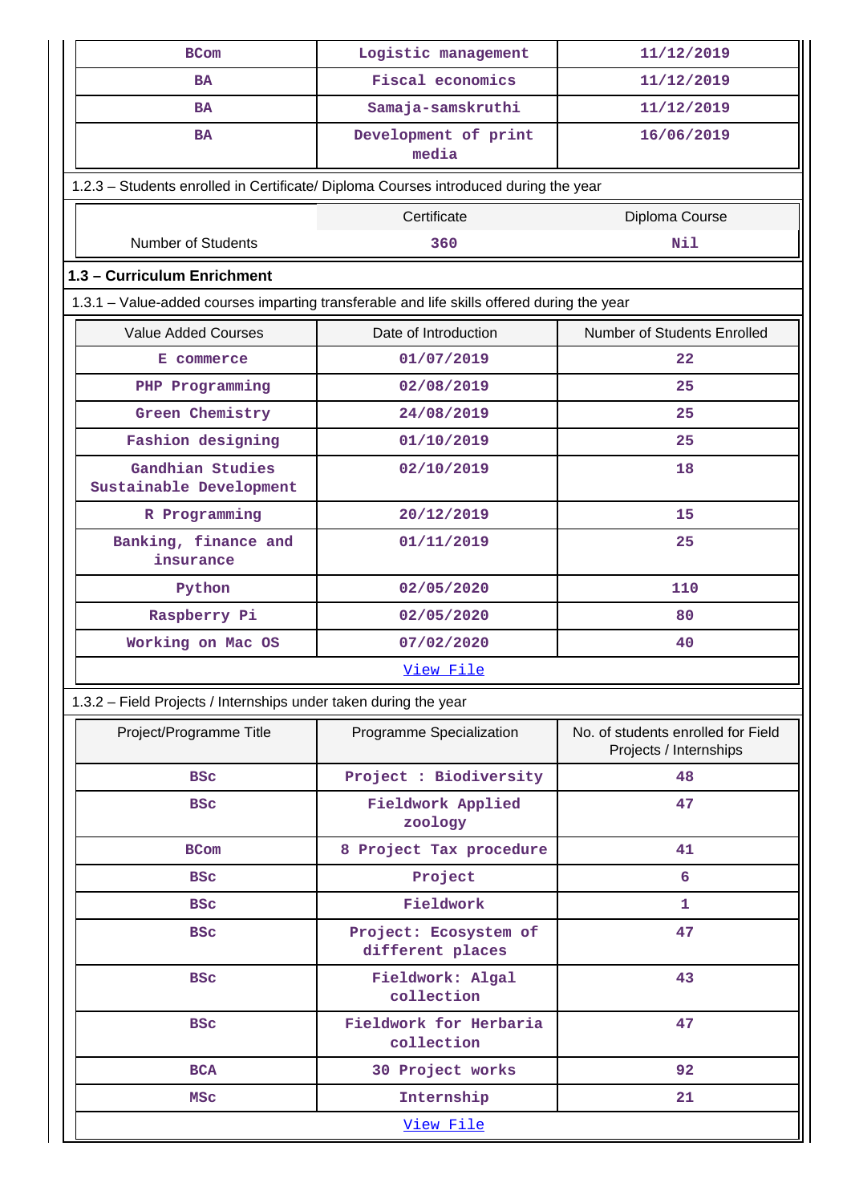| BCom | Logistic management | 11/12/2019 |
|---|---|---|
| BA | Fiscal economics | 11/12/2019 |
| BA | Samaja-samskruthi | 11/12/2019 |
| BA | Development of print media | 16/06/2019 |

1.2.3 – Students enrolled in Certificate/ Diploma Courses introduced during the year

| | Certificate | Diploma Course |
|---|---|---|
| Number of Students | 360 | Nil |

### 1.3 – Curriculum Enrichment

1.3.1 – Value-added courses imparting transferable and life skills offered during the year

| Value Added Courses | Date of Introduction | Number of Students Enrolled |
|---|---|---|
| E commerce | 01/07/2019 | 22 |
| PHP Programming | 02/08/2019 | 25 |
| Green Chemistry | 24/08/2019 | 25 |
| Fashion designing | 01/10/2019 | 25 |
| Gandhian Studies Sustainable Development | 02/10/2019 | 18 |
| R Programming | 20/12/2019 | 15 |
| Banking, finance and insurance | 01/11/2019 | 25 |
| Python | 02/05/2020 | 110 |
| Raspberry Pi | 02/05/2020 | 80 |
| Working on Mac OS | 07/02/2020 | 40 |
| View File | | |

1.3.2 – Field Projects / Internships under taken during the year

| Project/Programme Title | Programme Specialization | No. of students enrolled for Field Projects / Internships |
|---|---|---|
| BSc | Project : Biodiversity | 48 |
| BSc | Fieldwork Applied zoology | 47 |
| BCom | 8 Project Tax procedure | 41 |
| BSc | Project | 6 |
| BSc | Fieldwork | 1 |
| BSc | Project: Ecosystem of different places | 47 |
| BSc | Fieldwork: Algal collection | 43 |
| BSc | Fieldwork for Herbaria collection | 47 |
| BCA | 30 Project works | 92 |
| MSc | Internship | 21 |
| View File | | |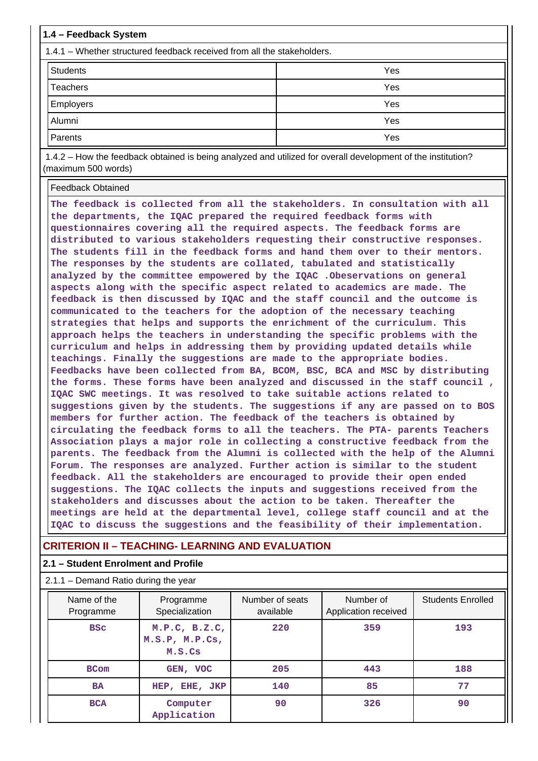### 1.4 – Feedback System

1.4.1 – Whether structured feedback received from all the stakeholders.

| | |
|---|---|
| Students | Yes |
| Teachers | Yes |
| Employers | Yes |
| Alumni | Yes |
| Parents | Yes |

1.4.2 – How the feedback obtained is being analyzed and utilized for overall development of the institution? (maximum 500 words)

Feedback Obtained

The feedback is collected from all the stakeholders. In consultation with all the departments, the IQAC prepared the required feedback forms with questionnaires covering all the required aspects. The feedback forms are distributed to various stakeholders requesting their constructive responses. The students fill in the feedback forms and hand them over to their mentors. The responses by the students are collated, tabulated and statistically analyzed by the committee empowered by the IQAC .Obeservations on general aspects along with the specific aspect related to academics are made. The feedback is then discussed by IQAC and the staff council and the outcome is communicated to the teachers for the adoption of the necessary teaching strategies that helps and supports the enrichment of the curriculum. This approach helps the teachers in understanding the specific problems with the curriculum and helps in addressing them by providing updated details while teachings. Finally the suggestions are made to the appropriate bodies. Feedbacks have been collected from BA, BCOM, BSC, BCA and MSC by distributing the forms. These forms have been analyzed and discussed in the staff council , IQAC SWC meetings. It was resolved to take suitable actions related to suggestions given by the students. The suggestions if any are passed on to BOS members for further action. The feedback of the teachers is obtained by circulating the feedback forms to all the teachers. The PTA- parents Teachers Association plays a major role in collecting a constructive feedback from the parents. The feedback from the Alumni is collected with the help of the Alumni Forum. The responses are analyzed. Further action is similar to the student feedback. All the stakeholders are encouraged to provide their open ended suggestions. The IQAC collects the inputs and suggestions received from the stakeholders and discusses about the action to be taken. Thereafter the meetings are held at the departmental level, college staff council and at the IQAC to discuss the suggestions and the feasibility of their implementation.

## CRITERION II – TEACHING- LEARNING AND EVALUATION

### 2.1 – Student Enrolment and Profile

2.1.1 – Demand Ratio during the year

| Name of the Programme | Programme Specialization | Number of seats available | Number of Application received | Students Enrolled |
|---|---|---|---|---|
| BSc | M.P.C, B.Z.C, M.S.P, M.P.Cs, M.S.Cs | 220 | 359 | 193 |
| BCom | GEN, VOC | 205 | 443 | 188 |
| BA | HEP, EHE, JKP | 140 | 85 | 77 |
| BCA | Computer Application | 90 | 326 | 90 |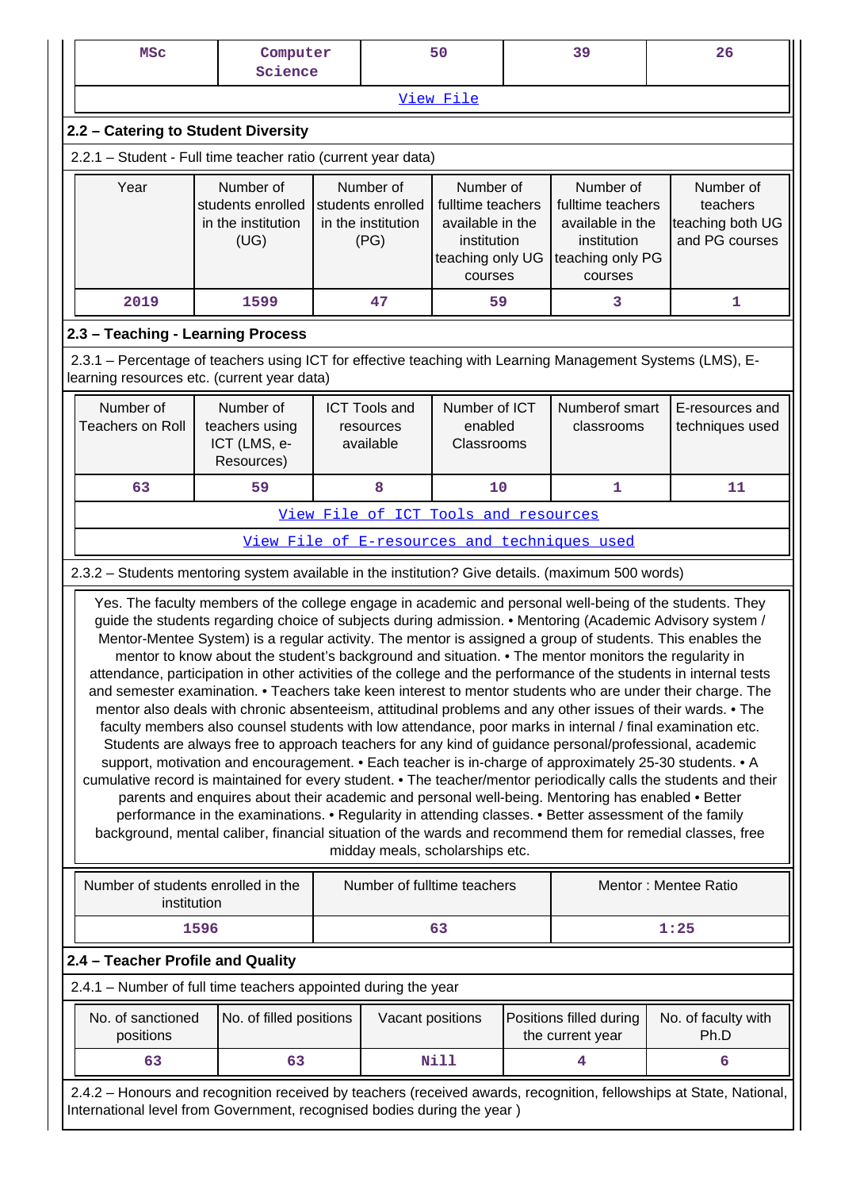| MSc | Computer Science | 50 | 39 | 26 |
|---|---|---|---|---|

[View File](#)

## 2.2 – Catering to Student Diversity

2.2.1 – Student - Full time teacher ratio (current year data)

| Year | Number of students enrolled in the institution (UG) | Number of students enrolled in the institution (PG) | Number of fulltime teachers available in the institution teaching only UG courses | Number of fulltime teachers available in the institution teaching only PG courses | Number of teachers teaching both UG and PG courses |
|---|---|---|---|---|---|
| 2019 | 1599 | 47 | 59 | 3 | 1 |

## 2.3 – Teaching - Learning Process

2.3.1 – Percentage of teachers using ICT for effective teaching with Learning Management Systems (LMS), E-learning resources etc. (current year data)

| Number of Teachers on Roll | Number of teachers using ICT (LMS, e-Resources) | ICT Tools and resources available | Number of ICT enabled Classrooms | Numberof smart classrooms | E-resources and techniques used |
|---|---|---|---|---|---|
| 63 | 59 | 8 | 10 | 1 | 11 |

[View File of ICT Tools and resources](#)

[View File of E-resources and techniques used](#)

2.3.2 – Students mentoring system available in the institution? Give details. (maximum 500 words)

Yes. The faculty members of the college engage in academic and personal well-being of the students. They guide the students regarding choice of subjects during admission. • Mentoring (Academic Advisory system / Mentor-Mentee System) is a regular activity. The mentor is assigned a group of students. This enables the mentor to know about the student's background and situation. • The mentor monitors the regularity in attendance, participation in other activities of the college and the performance of the students in internal tests and semester examination. • Teachers take keen interest to mentor students who are under their charge. The mentor also deals with chronic absenteeism, attitudinal problems and any other issues of their wards. • The faculty members also counsel students with low attendance, poor marks in internal / final examination etc. Students are always free to approach teachers for any kind of guidance personal/professional, academic support, motivation and encouragement. • Each teacher is in-charge of approximately 25-30 students. • A cumulative record is maintained for every student. • The teacher/mentor periodically calls the students and their parents and enquires about their academic and personal well-being. Mentoring has enabled • Better performance in the examinations. • Regularity in attending classes. • Better assessment of the family background, mental caliber, financial situation of the wards and recommend them for remedial classes, free midday meals, scholarships etc.

| Number of students enrolled in the institution | Number of fulltime teachers | Mentor : Mentee Ratio |
|---|---|---|
| 1596 | 63 | 1:25 |

## 2.4 – Teacher Profile and Quality

2.4.1 – Number of full time teachers appointed during the year

| No. of sanctioned positions | No. of filled positions | Vacant positions | Positions filled during the current year | No. of faculty with Ph.D |
|---|---|---|---|---|
| 63 | 63 | Nill | 4 | 6 |

2.4.2 – Honours and recognition received by teachers (received awards, recognition, fellowships at State, National, International level from Government, recognised bodies during the year )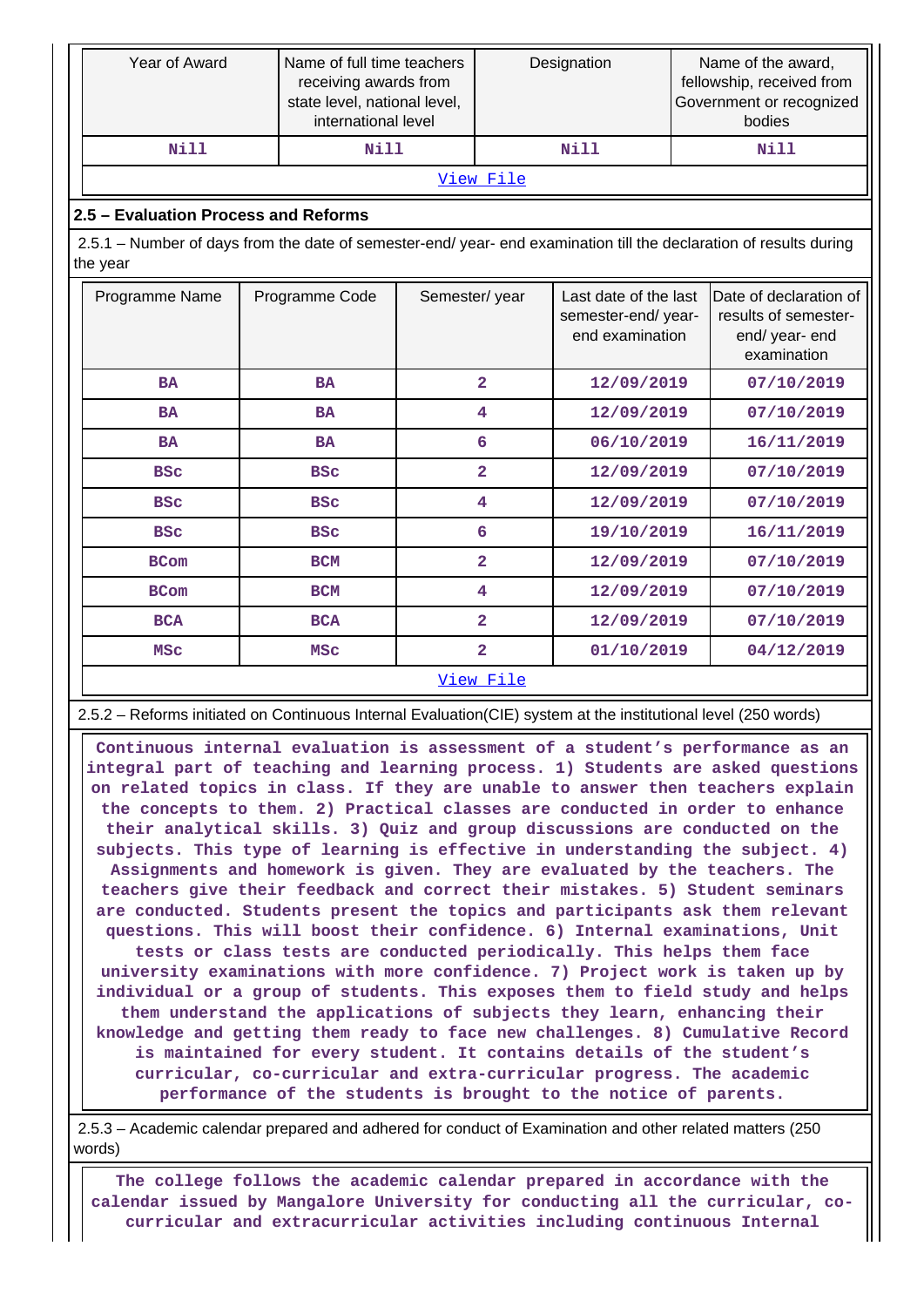| Year of Award | Name of full time teachers receiving awards from state level, national level, international level | Designation | Name of the award, fellowship, received from Government or recognized bodies |
|---|---|---|---|
| Nill | Nill | Nill | Nill |

[View File]

## 2.5 – Evaluation Process and Reforms

2.5.1 – Number of days from the date of semester-end/ year- end examination till the declaration of results during the year

| Programme Name | Programme Code | Semester/ year | Last date of the last semester-end/ year- end examination | Date of declaration of results of semester- end/ year- end examination |
|---|---|---|---|---|
| BA | BA | 2 | 12/09/2019 | 07/10/2019 |
| BA | BA | 4 | 12/09/2019 | 07/10/2019 |
| BA | BA | 6 | 06/10/2019 | 16/11/2019 |
| BSc | BSc | 2 | 12/09/2019 | 07/10/2019 |
| BSc | BSc | 4 | 12/09/2019 | 07/10/2019 |
| BSc | BSc | 6 | 19/10/2019 | 16/11/2019 |
| BCom | BCM | 2 | 12/09/2019 | 07/10/2019 |
| BCom | BCM | 4 | 12/09/2019 | 07/10/2019 |
| BCA | BCA | 2 | 12/09/2019 | 07/10/2019 |
| MSc | MSc | 2 | 01/10/2019 | 04/12/2019 |

[View File]

2.5.2 – Reforms initiated on Continuous Internal Evaluation(CIE) system at the institutional level (250 words)

Continuous internal evaluation is assessment of a student's performance as an integral part of teaching and learning process. 1) Students are asked questions on related topics in class. If they are unable to answer then teachers explain the concepts to them. 2) Practical classes are conducted in order to enhance their analytical skills. 3) Quiz and group discussions are conducted on the subjects. This type of learning is effective in understanding the subject. 4) Assignments and homework is given. They are evaluated by the teachers. The teachers give their feedback and correct their mistakes. 5) Student seminars are conducted. Students present the topics and participants ask them relevant questions. This will boost their confidence. 6) Internal examinations, Unit tests or class tests are conducted periodically. This helps them face university examinations with more confidence. 7) Project work is taken up by individual or a group of students. This exposes them to field study and helps them understand the applications of subjects they learn, enhancing their knowledge and getting them ready to face new challenges. 8) Cumulative Record is maintained for every student. It contains details of the student's curricular, co-curricular and extra-curricular progress. The academic performance of the students is brought to the notice of parents.

2.5.3 – Academic calendar prepared and adhered for conduct of Examination and other related matters (250 words)

The college follows the academic calendar prepared in accordance with the calendar issued by Mangalore University for conducting all the curricular, co-curricular and extracurricular activities including continuous Internal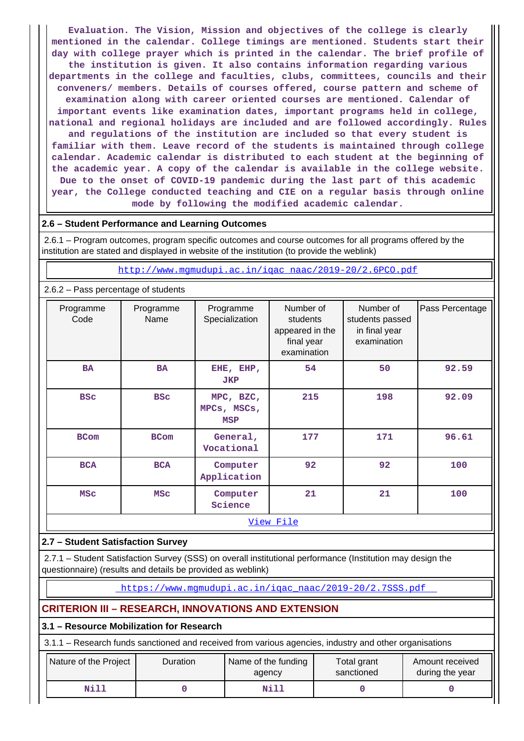Evaluation. The Vision, Mission and objectives of the college is clearly mentioned in the calendar. College timings are mentioned. Students start their day with college prayer which is printed in the calendar. The brief profile of the institution is given. It also contains information regarding various departments in the college and faculties, clubs, committees, councils and their conveners/ members. Details of courses offered, course pattern and scheme of examination along with career oriented courses are mentioned. Calendar of important events like examination dates, important programs held in college, national and regional holidays are included and are followed accordingly. Rules and regulations of the institution are included so that every student is familiar with them. Leave record of the students is maintained through college calendar. Academic calendar is distributed to each student at the beginning of the academic year. A copy of the calendar is available in the college website. Due to the onset of COVID-19 pandemic during the last part of this academic year, the College conducted teaching and CIE on a regular basis through online mode by following the modified academic calendar.

**2.6 – Student Performance and Learning Outcomes**

2.6.1 – Program outcomes, program specific outcomes and course outcomes for all programs offered by the institution are stated and displayed in website of the institution (to provide the weblink)

http://www.mgmudupi.ac.in/iqac_naac/2019-20/2.6PCO.pdf

2.6.2 – Pass percentage of students

| Programme Code | Programme Name | Programme Specialization | Number of students appeared in the final year examination | Number of students passed in final year examination | Pass Percentage |
|---|---|---|---|---|---|
| BA | BA | EHE, EHP, JKP | 54 | 50 | 92.59 |
| BSc | BSc | MPC, BZC, MPCs, MSCs, MSP | 215 | 198 | 92.09 |
| BCom | BCom | General, Vocational | 177 | 171 | 96.61 |
| BCA | BCA | Computer Application | 92 | 92 | 100 |
| MSc | MSc | Computer Science | 21 | 21 | 100 |

View File

**2.7 – Student Satisfaction Survey**

2.7.1 – Student Satisfaction Survey (SSS) on overall institutional performance (Institution may design the questionnaire) (results and details be provided as weblink)

https://www.mgmudupi.ac.in/iqac_naac/2019-20/2.7SSS.pdf

**CRITERION III – RESEARCH, INNOVATIONS AND EXTENSION**

**3.1 – Resource Mobilization for Research**

3.1.1 – Research funds sanctioned and received from various agencies, industry and other organisations

| Nature of the Project | Duration | Name of the funding agency | Total grant sanctioned | Amount received during the year |
|---|---|---|---|---|
| Nill | 0 | Nill | 0 | 0 |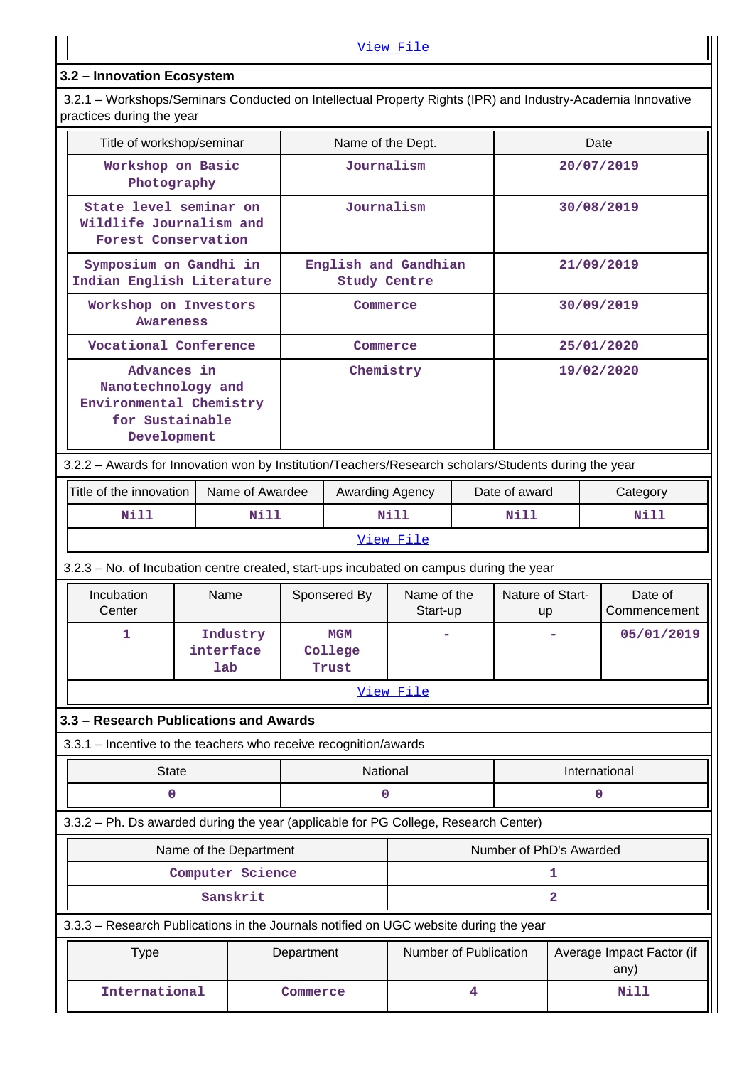[View File]

### 3.2 – Innovation Ecosystem

3.2.1 – Workshops/Seminars Conducted on Intellectual Property Rights (IPR) and Industry-Academia Innovative practices during the year

| Title of workshop/seminar | Name of the Dept. | Date |
|---|---|---|
| Workshop on Basic Photography | Journalism | 20/07/2019 |
| State level seminar on Wildlife Journalism and Forest Conservation | Journalism | 30/08/2019 |
| Symposium on Gandhi in Indian English Literature | English and Gandhian Study Centre | 21/09/2019 |
| Workshop on Investors Awareness | Commerce | 30/09/2019 |
| Vocational Conference | Commerce | 25/01/2020 |
| Advances in Nanotechnology and Environmental Chemistry for Sustainable Development | Chemistry | 19/02/2020 |

3.2.2 – Awards for Innovation won by Institution/Teachers/Research scholars/Students during the year

| Title of the innovation | Name of Awardee | Awarding Agency | Date of award | Category |
|---|---|---|---|---|
| Nill | Nill | Nill | Nill | Nill |

[View File]

3.2.3 – No. of Incubation centre created, start-ups incubated on campus during the year

| Incubation Center | Name | Sponsered By | Name of the Start-up | Nature of Start-up | Date of Commencement |
|---|---|---|---|---|---|
| 1 | Industry interface lab | MGM College Trust | - | - | 05/01/2019 |

[View File]

### 3.3 – Research Publications and Awards

3.3.1 – Incentive to the teachers who receive recognition/awards

| State | National | International |
|---|---|---|
| 0 | 0 | 0 |

3.3.2 – Ph. Ds awarded during the year (applicable for PG College, Research Center)

| Name of the Department | Number of PhD's Awarded |
|---|---|
| Computer Science | 1 |
| Sanskrit | 2 |

3.3.3 – Research Publications in the Journals notified on UGC website during the year

| Type | Department | Number of Publication | Average Impact Factor (if any) |
|---|---|---|---|
| International | Commerce | 4 | Nill |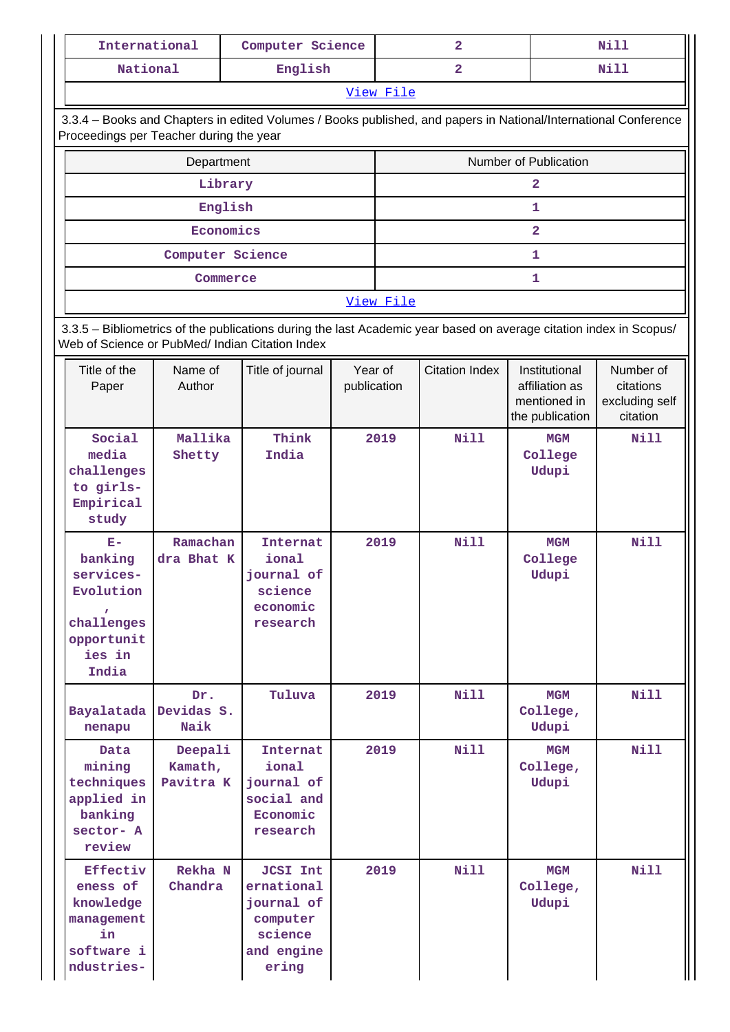| International | Computer Science | 2 | Nill |
|---|---|---|---|
| National | English | 2 | Nill |
| View File | | | |

3.3.4 – Books and Chapters in edited Volumes / Books published, and papers in National/International Conference Proceedings per Teacher during the year

| Department | Number of Publication |
|---|---|
| Library | 2 |
| English | 1 |
| Economics | 2 |
| Computer Science | 1 |
| Commerce | 1 |
| View File | |

3.3.5 – Bibliometrics of the publications during the last Academic year based on average citation index in Scopus/ Web of Science or PubMed/ Indian Citation Index

| Title of the Paper | Name of Author | Title of journal | Year of publication | Citation Index | Institutional affiliation as mentioned in the publication | Number of citations excluding self citation |
|---|---|---|---|---|---|---|
| Social media challenges to girls- Empirical study | Mallika Shetty | Think India | 2019 | Nill | MGM College Udupi | Nill |
| E-banking services- Evolution, challenges opportunities in India | Ramachandra Bhat K | International journal of science economic research | 2019 | Nill | MGM College Udupi | Nill |
| Bayalatada nenapu | Dr. Devidas S. Naik | Tuluva | 2019 | Nill | MGM College, Udupi | Nill |
| Data mining techniques applied in banking sector- A review | Deepali Kamath, Pavitra K | International journal of social and Economic research | 2019 | Nill | MGM College, Udupi | Nill |
| Effectiveness of knowledge management in software industries- | Rekha N Chandra | JCSI International journal of computer science and engineering | 2019 | Nill | MGM College, Udupi | Nill |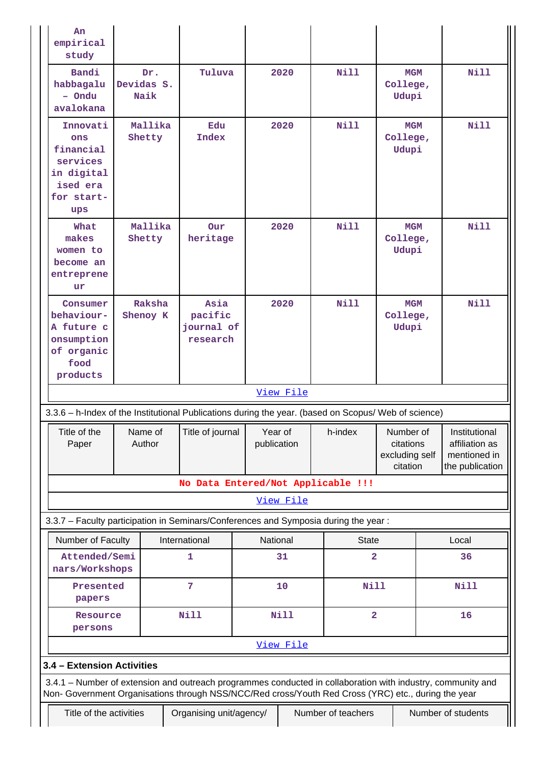| | | | | | | |
|---|---|---|---|---|---|---|
| An empirical study | | | | | | |
| Bandi habbagalu – Ondu avalokana | Dr. Devidas S. Naik | Tuluva | 2020 | Nill | MGM College, Udupi | Nill |
| Innovations financial services in digitalised era for start-ups | Mallika Shetty | Edu Index | 2020 | Nill | MGM College, Udupi | Nill |
| What makes women to become an entrepreneur | Mallika Shetty | Our heritage | 2020 | Nill | MGM College, Udupi | Nill |
| Consumer behaviour- A future consumption of organic food products | Raksha Shenoy K | Asia pacific journal of research | 2020 | Nill | MGM College, Udupi | Nill |

View File

3.3.6 – h-Index of the Institutional Publications during the year. (based on Scopus/ Web of science)

| Title of the Paper | Name of Author | Title of journal | Year of publication | h-index | Number of citations excluding self citation | Institutional affiliation as mentioned in the publication |
|---|---|---|---|---|---|---|
| No Data Entered/Not Applicable !!! | | | | | | |

View File

3.3.7 – Faculty participation in Seminars/Conferences and Symposia during the year :

| Number of Faculty | International | National | State | Local |
|---|---|---|---|---|
| Attended/Seminars/Workshops | 1 | 31 | 2 | 36 |
| Presented papers | 7 | 10 | Nill | Nill |
| Resource persons | Nill | Nill | 2 | 16 |

View File

**3.4 – Extension Activities**

3.4.1 – Number of extension and outreach programmes conducted in collaboration with industry, community and Non- Government Organisations through NSS/NCC/Red cross/Youth Red Cross (YRC) etc., during the year

| Title of the activities | Organising unit/agency/ | Number of teachers | Number of students |
|---|---|---|---|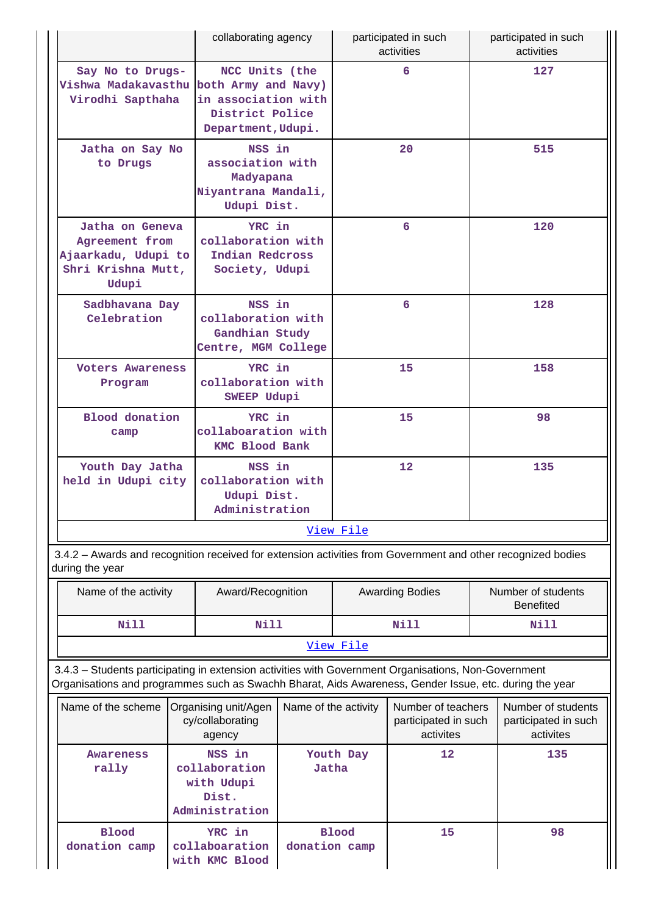| | collaborating agency | participated in such activities | participated in such activities |
|---|---|---|---|
| Say No to Drugs-Vishwa Madakavasthu Virodhi Sapthaha | NCC Units (the both Army and Navy) in association with District Police Department,Udupi. | 6 | 127 |
| Jatha on Say No to Drugs | NSS in association with Madyapana Niyantrana Mandali, Udupi Dist. | 20 | 515 |
| Jatha on Geneva Agreement from Ajaarkadu, Udupi to Shri Krishna Mutt, Udupi | YRC in collaboration with Indian Redcross Society, Udupi | 6 | 120 |
| Sadbhavana Day Celebration | NSS in collaboration with Gandhian Study Centre, MGM College | 6 | 128 |
| Voters Awareness Program | YRC in collaboration with SWEEP Udupi | 15 | 158 |
| Blood donation camp | YRC in collaboaration with KMC Blood Bank | 15 | 98 |
| Youth Day Jatha held in Udupi city | NSS in collaboration with Udupi Dist. Administration | 12 | 135 |

View File

3.4.2 – Awards and recognition received for extension activities from Government and other recognized bodies during the year

| Name of the activity | Award/Recognition | Awarding Bodies | Number of students Benefited |
|---|---|---|---|
| Nill | Nill | Nill | Nill |

View File

3.4.3 – Students participating in extension activities with Government Organisations, Non-Government Organisations and programmes such as Swachh Bharat, Aids Awareness, Gender Issue, etc. during the year

| Name of the scheme | Organising unit/Agency/collaborating agency | Name of the activity | Number of teachers participated in such activites | Number of students participated in such activites |
|---|---|---|---|---|
| Awareness rally | NSS in collaboration with Udupi Dist. Administration | Youth Day Jatha | 12 | 135 |
| Blood donation camp | YRC in collaboration with KMC Blood | Blood donation camp | 15 | 98 |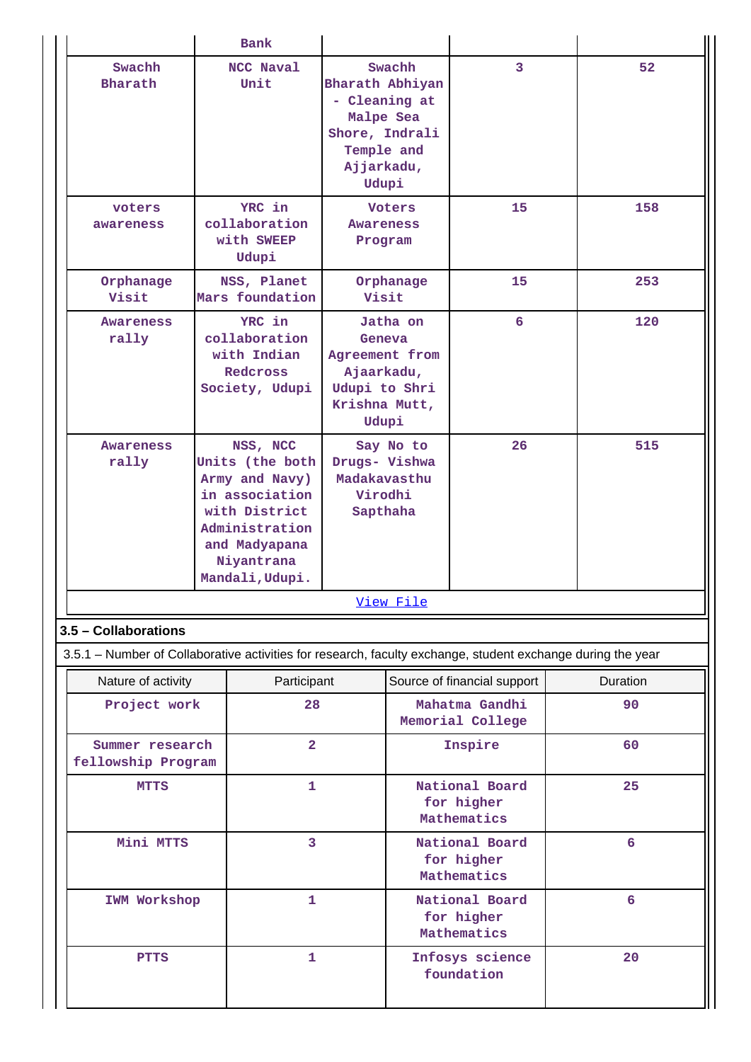| | Bank | | | |
|---|---|---|---|---|
| Swachh Bharath | NCC Naval Unit | Swachh Bharath Abhiyan - Cleaning at Malpe Sea Shore, Indrali Temple and Ajjarkadu, Udupi | 3 | 52 |
| voters awareness | YRC in collaboration with SWEEP Udupi | Voters Awareness Program | 15 | 158 |
| Orphanage Visit | NSS, Planet Mars foundation | Orphanage Visit | 15 | 253 |
| Awareness rally | YRC in collaboration with Indian Redcross Society, Udupi | Jatha on Geneva Agreement from Ajaarkadu, Udupi to Shri Krishna Mutt, Udupi | 6 | 120 |
| Awareness rally | NSS, NCC Units (the both Army and Navy) in association with District Administration and Madyapana Niyantrana Mandali,Udupi. | Say No to Drugs- Vishwa Madakavasthu Virodhi Sapthaha | 26 | 515 |

View File

**3.5 – Collaborations**

3.5.1 – Number of Collaborative activities for research, faculty exchange, student exchange during the year

| Nature of activity | Participant | Source of financial support | Duration |
|---|---|---|---|
| Project work | 28 | Mahatma Gandhi Memorial College | 90 |
| Summer research fellowship Program | 2 | Inspire | 60 |
| MTTS | 1 | National Board for higher Mathematics | 25 |
| Mini MTTS | 3 | National Board for higher Mathematics | 6 |
| IWM Workshop | 1 | National Board for higher Mathematics | 6 |
| PTTS | 1 | Infosys science foundation | 20 |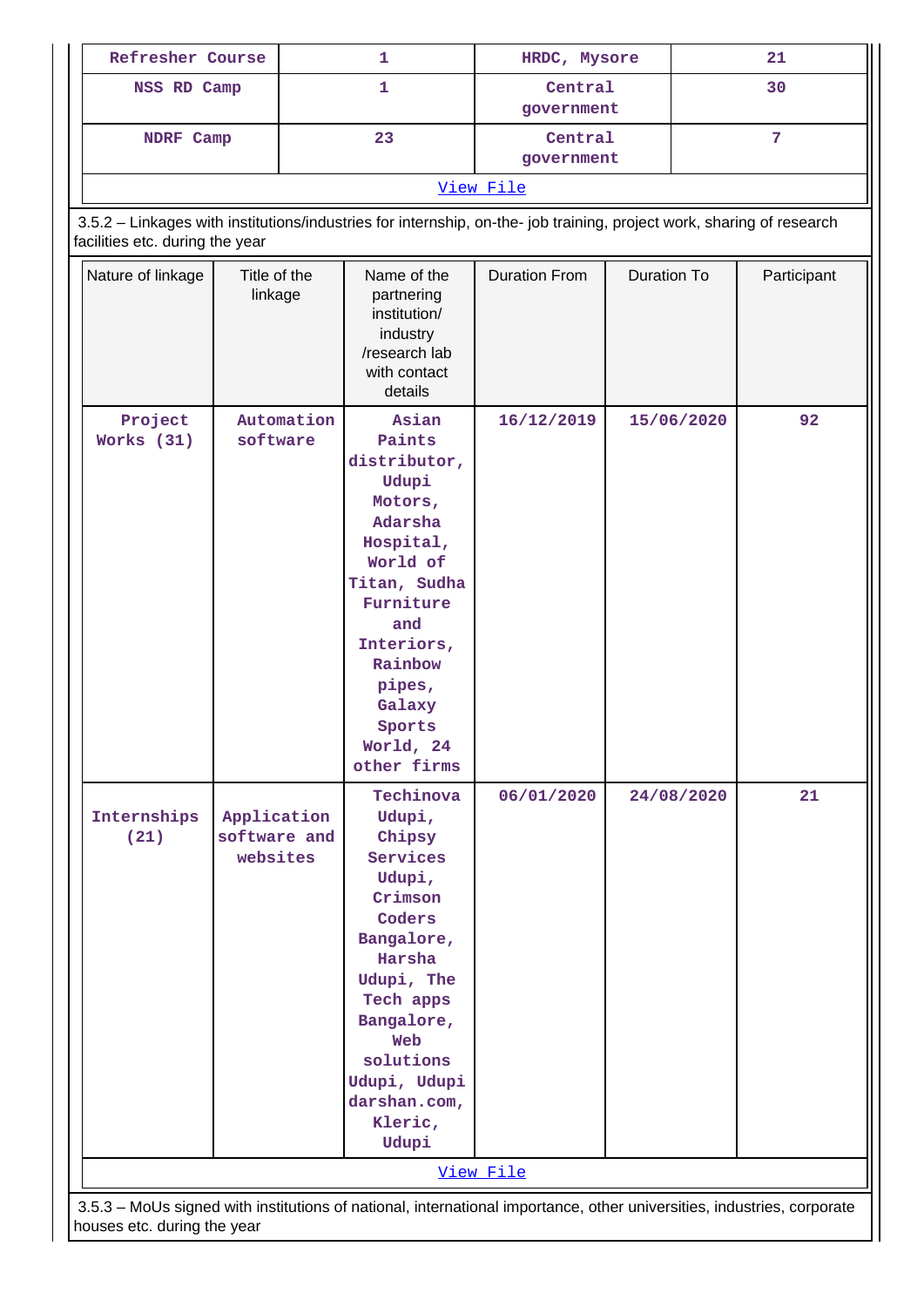| Refresher Course | 1 | HRDC, Mysore | 21 |
|---|---|---|---|
| NSS RD Camp | 1 | Central government | 30 |
| NDRF Camp | 23 | Central government | 7 |

View File

3.5.2 – Linkages with institutions/industries for internship, on-the- job training, project work, sharing of research facilities etc. during the year

| Nature of linkage | Title of the linkage | Name of the partnering institution/ industry /research lab with contact details | Duration From | Duration To | Participant |
|---|---|---|---|---|---|
| Project Works (31) | Automation software | Asian Paints distributor, Udupi Motors, Adarsha Hospital, World of Titan, Sudha Furniture and Interiors, Rainbow pipes, Galaxy Sports World, 24 other firms | 16/12/2019 | 15/06/2020 | 92 |
| Internships (21) | Application software and websites | Techinova Udupi, Chipsy Services Udupi, Crimson Coders Bangalore, Harsha Udupi, The Tech apps Bangalore, Web solutions Udupi, Udupi darshan.com, Kleric, Udupi | 06/01/2020 | 24/08/2020 | 21 |

View File

3.5.3 – MoUs signed with institutions of national, international importance, other universities, industries, corporate houses etc. during the year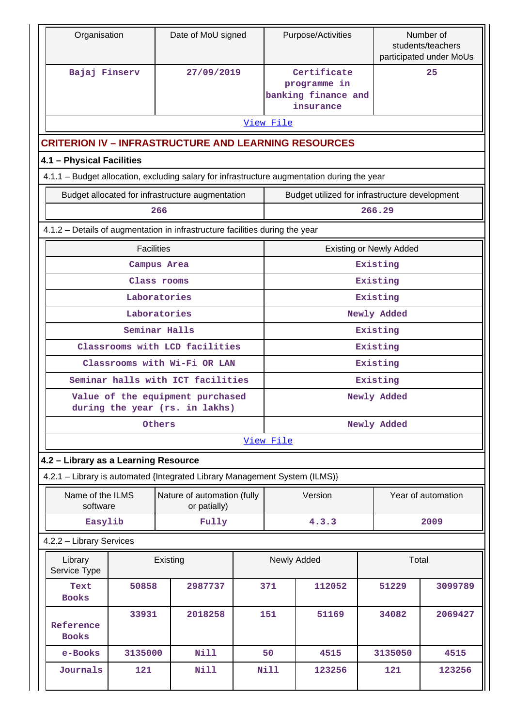| Organisation | Date of MoU signed | Purpose/Activities | Number of students/teachers participated under MoUs |
|---|---|---|---|
| Bajaj Finserv | 27/09/2019 | Certificate programme in banking finance and insurance | 25 |

[View File]

## CRITERION IV – INFRASTRUCTURE AND LEARNING RESOURCES

### 4.1 – Physical Facilities

4.1.1 – Budget allocation, excluding salary for infrastructure augmentation during the year

| Budget allocated for infrastructure augmentation | Budget utilized for infrastructure development |
|---|---|
| 266 | 266.29 |

4.1.2 – Details of augmentation in infrastructure facilities during the year

| Facilities | Existing or Newly Added |
|---|---|
| Campus Area | Existing |
| Class rooms | Existing |
| Laboratories | Existing |
| Laboratories | Newly Added |
| Seminar Halls | Existing |
| Classrooms with LCD facilities | Existing |
| Classrooms with Wi-Fi OR LAN | Existing |
| Seminar halls with ICT facilities | Existing |
| Value of the equipment purchased during the year (rs. in lakhs) | Newly Added |
| Others | Newly Added |

[View File]

### 4.2 – Library as a Learning Resource

4.2.1 – Library is automated {Integrated Library Management System (ILMS)}

| Name of the ILMS software | Nature of automation (fully or patially) | Version | Year of automation |
|---|---|---|---|
| Easylib | Fully | 4.3.3 | 2009 |

4.2.2 – Library Services

| Library Service Type | Existing | | Newly Added | | Total | |
|---|---|---|---|---|---|---|
| Text Books | 50858 | 2987737 | 371 | 112052 | 51229 | 3099789 |
| Reference Books | 33931 | 2018258 | 151 | 51169 | 34082 | 2069427 |
| e-Books | 3135000 | Nill | 50 | 4515 | 3135050 | 4515 |
| Journals | 121 | Nill | Nill | 123256 | 121 | 123256 |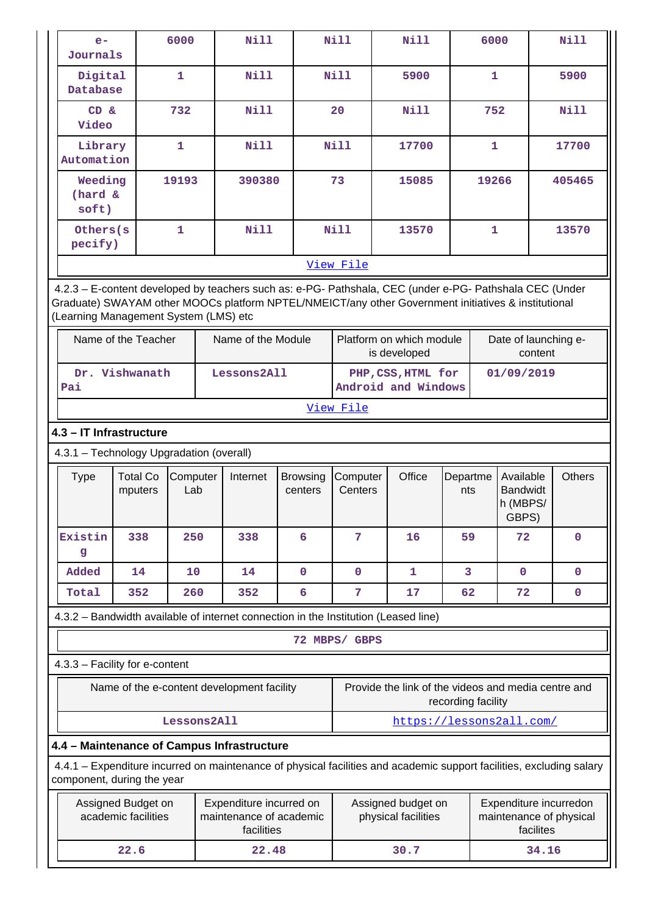| e-Journals | 6000 | Nill | Nill | Nill | 6000 | Nill |
|---|---|---|---|---|---|---|
| Digital Database | 1 | Nill | Nill | 5900 | 1 | 5900 |
| CD & Video | 732 | Nill | 20 | Nill | 752 | Nill |
| Library Automation | 1 | Nill | Nill | 17700 | 1 | 17700 |
| Weeding (hard & soft) | 19193 | 390380 | 73 | 15085 | 19266 | 405465 |
| Others(specify) | 1 | Nill | Nill | 13570 | 1 | 13570 |

View File

4.2.3 – E-content developed by teachers such as: e-PG- Pathshala, CEC (under e-PG- Pathshala CEC (Under Graduate) SWAYAM other MOOCs platform NPTEL/NMEICT/any other Government initiatives & institutional (Learning Management System (LMS) etc

| Name of the Teacher | Name of the Module | Platform on which module is developed | Date of launching e-content |
|---|---|---|---|
| Dr. Vishwanath Pai | Lessons2All | PHP,CSS,HTML for Android and Windows | 01/09/2019 |

View File

**4.3 – IT Infrastructure**

4.3.1 – Technology Upgradation (overall)

| Type | Total Computers | Computer Lab | Internet | Browsing centers | Computer Centers | Office | Departments | Available Bandwidth (MBPS/GBPS) | Others |
|---|---|---|---|---|---|---|---|---|---|
| Existing | 338 | 250 | 338 | 6 | 7 | 16 | 59 | 72 | 0 |
| Added | 14 | 10 | 14 | 0 | 0 | 1 | 3 | 0 | 0 |
| Total | 352 | 260 | 352 | 6 | 7 | 17 | 62 | 72 | 0 |

4.3.2 – Bandwidth available of internet connection in the Institution (Leased line)

72 MBPS/ GBPS

4.3.3 – Facility for e-content

| Name of the e-content development facility | Provide the link of the videos and media centre and recording facility |
|---|---|
| Lessons2All | https://lessons2all.com/ |

**4.4 – Maintenance of Campus Infrastructure**

4.4.1 – Expenditure incurred on maintenance of physical facilities and academic support facilities, excluding salary component, during the year

| Assigned Budget on academic facilities | Expenditure incurred on maintenance of academic facilities | Assigned budget on physical facilities | Expenditure incurredon maintenance of physical facilites |
|---|---|---|---|
| 22.6 | 22.48 | 30.7 | 34.16 |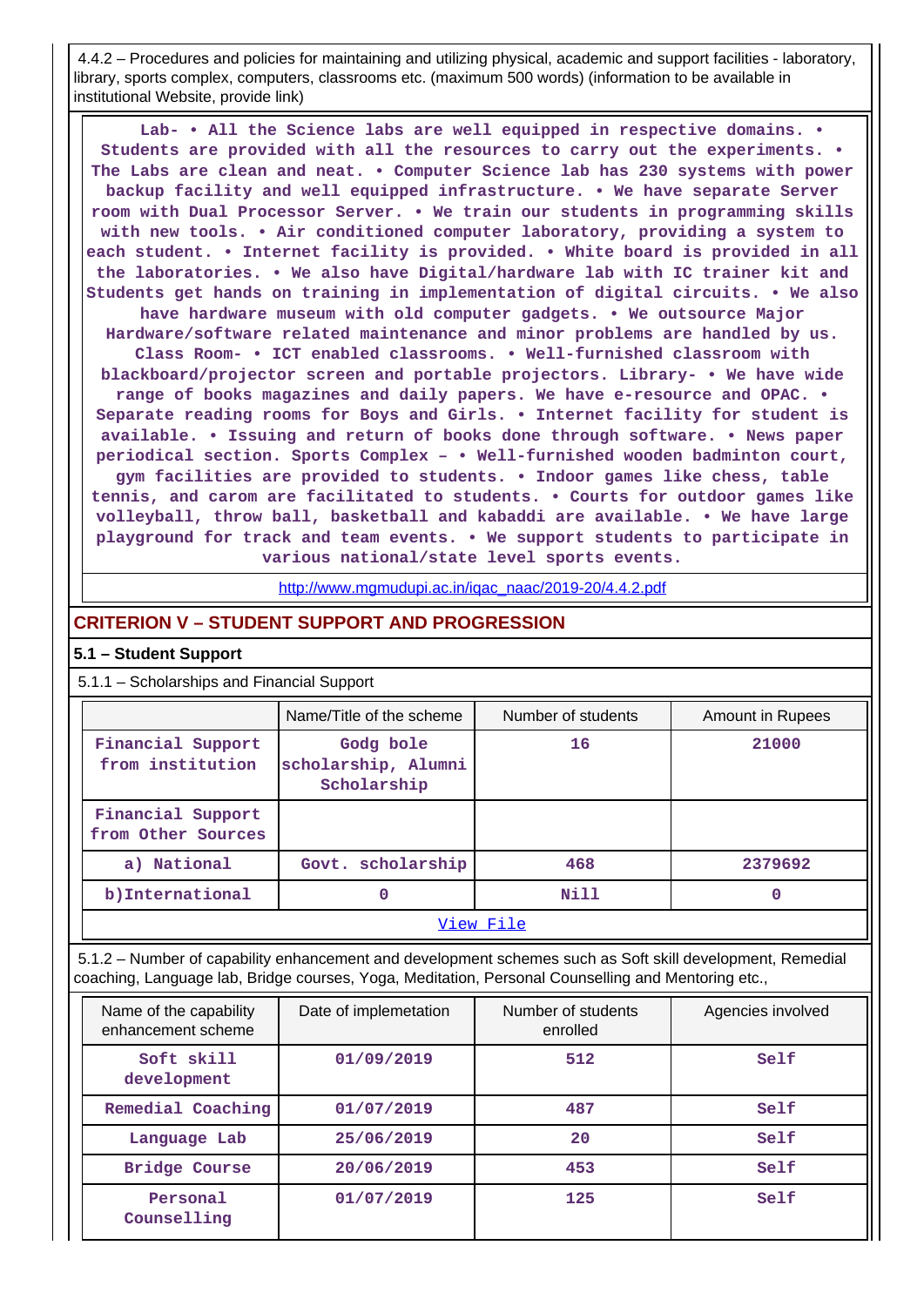4.4.2 – Procedures and policies for maintaining and utilizing physical, academic and support facilities - laboratory, library, sports complex, computers, classrooms etc. (maximum 500 words) (information to be available in institutional Website, provide link)

Lab- • All the Science labs are well equipped in respective domains. • Students are provided with all the resources to carry out the experiments. • The Labs are clean and neat. • Computer Science lab has 230 systems with power backup facility and well equipped infrastructure. • We have separate Server room with Dual Processor Server. • We train our students in programming skills with new tools. • Air conditioned computer laboratory, providing a system to each student. • Internet facility is provided. • White board is provided in all the laboratories. • We also have Digital/hardware lab with IC trainer kit and Students get hands on training in implementation of digital circuits. • We also have hardware museum with old computer gadgets. • We outsource Major Hardware/software related maintenance and minor problems are handled by us. Class Room- • ICT enabled classrooms. • Well-furnished classroom with blackboard/projector screen and portable projectors. Library- • We have wide range of books magazines and daily papers. We have e-resource and OPAC. • Separate reading rooms for Boys and Girls. • Internet facility for student is available. • Issuing and return of books done through software. • News paper periodical section. Sports Complex – • Well-furnished wooden badminton court, gym facilities are provided to students. • Indoor games like chess, table tennis, and carom are facilitated to students. • Courts for outdoor games like volleyball, throw ball, basketball and kabaddi are available. • We have large playground for track and team events. • We support students to participate in various national/state level sports events.

http://www.mgmudupi.ac.in/iqac_naac/2019-20/4.4.2.pdf

## CRITERION V – STUDENT SUPPORT AND PROGRESSION

### 5.1 – Student Support

5.1.1 – Scholarships and Financial Support

| | Name/Title of the scheme | Number of students | Amount in Rupees |
|---|---|---|---|
| Financial Support from institution | Godg bole scholarship, Alumni Scholarship | 16 | 21000 |
| Financial Support from Other Sources | | | |
| a) National | Govt. scholarship | 468 | 2379692 |
| b)International | 0 | Nill | 0 |
| View File | | | |

5.1.2 – Number of capability enhancement and development schemes such as Soft skill development, Remedial coaching, Language lab, Bridge courses, Yoga, Meditation, Personal Counselling and Mentoring etc.,

| Name of the capability enhancement scheme | Date of implemetation | Number of students enrolled | Agencies involved |
|---|---|---|---|
| Soft skill development | 01/09/2019 | 512 | Self |
| Remedial Coaching | 01/07/2019 | 487 | Self |
| Language Lab | 25/06/2019 | 20 | Self |
| Bridge Course | 20/06/2019 | 453 | Self |
| Personal Counselling | 01/07/2019 | 125 | Self |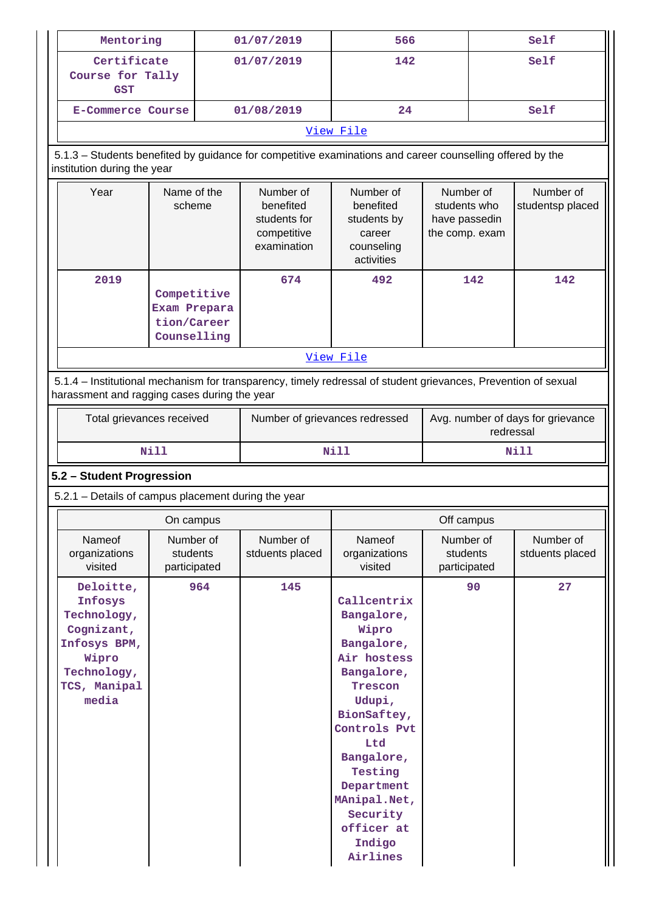| Mentoring | 01/07/2019 | 566 | Self |
|---|---|---|---|
| Certificate Course for Tally GST | 01/07/2019 | 142 | Self |
| E-Commerce Course | 01/08/2019 | 24 | Self |
| [View File](#) | | | |

5.1.3 – Students benefited by guidance for competitive examinations and career counselling offered by the institution during the year

| Year | Name of the scheme | Number of benefited students for competitive examination | Number of benefited students by career counseling activities | Number of students who have passedin the comp. exam | Number of studentsp placed |
|---|---|---|---|---|---|
| 2019 | Competitive Exam Preparation/Career Counselling | 674 | 492 | 142 | 142 |
| [View File](#) | | | | | |

5.1.4 – Institutional mechanism for transparency, timely redressal of student grievances, Prevention of sexual harassment and ragging cases during the year

| Total grievances received | Number of grievances redressed | Avg. number of days for grievance redressal |
|---|---|---|
| Nill | Nill | Nill |

## 5.2 – Student Progression

5.2.1 – Details of campus placement during the year

| On campus | | | Off campus | | |
|---|---|---|---|---|---|
| Nameof organizations visited | Number of students participated | Number of stduents placed | Nameof organizations visited | Number of students participated | Number of stduents placed |
| Deloitte, Infosys Technology, Cognizant, Infosys BPM, Wipro Technology, TCS, Manipal media | 964 | 145 | Callcentrix Bangalore, Wipro Bangalore, Air hostess Bangalore, Trescon Udupi, BionSaftey, Controls Pvt Ltd Bangalore, Testing Department MAnipal.Net, Security officer at Indigo Airlines | 90 | 27 |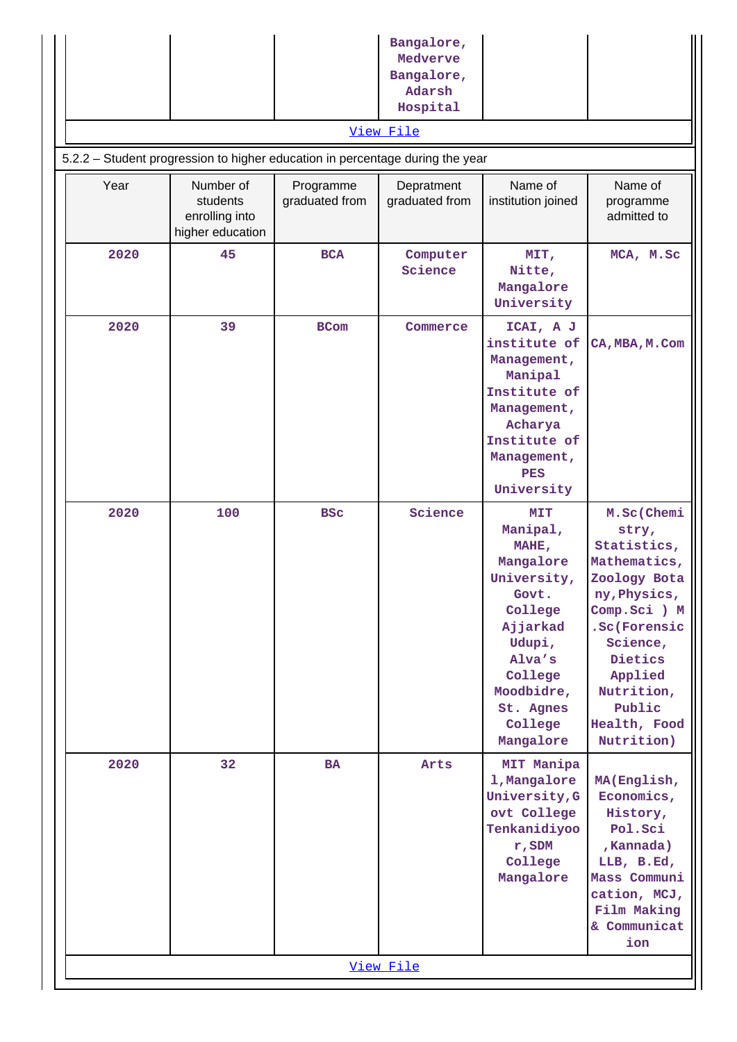| | | | | | |
|---|---|---|---|---|---|
| | | | Bangalore, Medverve Bangalore, Adarsh Hospital | | |

View File

5.2.2 – Student progression to higher education in percentage during the year

| Year | Number of students enrolling into higher education | Programme graduated from | Depratment graduated from | Name of institution joined | Name of programme admitted to |
|---|---|---|---|---|---|
| 2020 | 45 | BCA | Computer Science | MIT, Nitte, Mangalore University | MCA, M.Sc |
| 2020 | 39 | BCom | Commerce | ICAI, A J institute of Management, Manipal Institute of Management, Acharya Institute of Management, PES University | CA,MBA,M.Com |
| 2020 | 100 | BSc | Science | MIT Manipal, MAHE, Mangalore University, Govt. College Ajjarkad Udupi, Alva's College Moodbidre, St. Agnes College Mangalore | M.Sc(Chemistry, Statistics, Mathematics, Zoology Botany,Physics, Comp.Sci ) M.Sc(Forensic Science, Dietics Applied Nutrition, Public Health, Food Nutrition) |
| 2020 | 32 | BA | Arts | MIT Manipal,Mangalore University,Govt College Tenkanidiyoor,SDM College Mangalore | MA(English, Economics, History, Pol.Sci ,Kannada) LLB, B.Ed, Mass Communication, MCJ, Film Making & Communication |

View File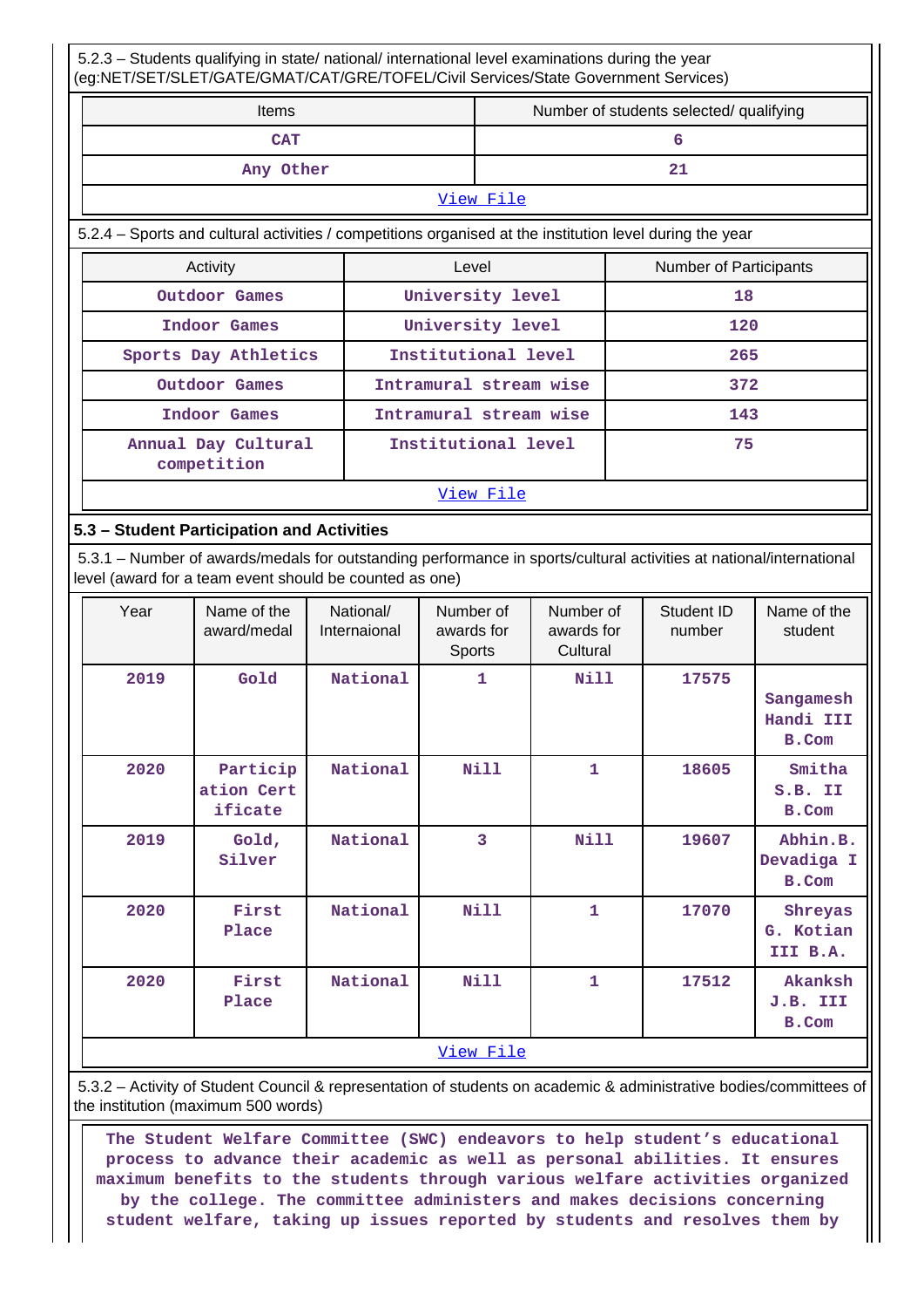5.2.3 – Students qualifying in state/ national/ international level examinations during the year (eg:NET/SET/SLET/GATE/GMAT/CAT/GRE/TOFEL/Civil Services/State Government Services)

| Items | Number of students selected/ qualifying |
|---|---|
| CAT | 6 |
| Any Other | 21 |

View File

5.2.4 – Sports and cultural activities / competitions organised at the institution level during the year

| Activity | Level | Number of Participants |
|---|---|---|
| Outdoor Games | University level | 18 |
| Indoor Games | University level | 120 |
| Sports Day Athletics | Institutional level | 265 |
| Outdoor Games | Intramural stream wise | 372 |
| Indoor Games | Intramural stream wise | 143 |
| Annual Day Cultural competition | Institutional level | 75 |

View File

### 5.3 – Student Participation and Activities

5.3.1 – Number of awards/medals for outstanding performance in sports/cultural activities at national/international level (award for a team event should be counted as one)

| Year | Name of the award/medal | National/ Internaional | Number of awards for Sports | Number of awards for Cultural | Student ID number | Name of the student |
|---|---|---|---|---|---|---|
| 2019 | Gold | National | 1 | Nill | 17575 | Sangamesh Handi III B.Com |
| 2020 | Participation Certificate | National | Nill | 1 | 18605 | Smitha S.B. II B.Com |
| 2019 | Gold, Silver | National | 3 | Nill | 19607 | Abhin.B. Devadiga I B.Com |
| 2020 | First Place | National | Nill | 1 | 17070 | Shreyas G. Kotian III B.A. |
| 2020 | First Place | National | Nill | 1 | 17512 | Akanksh J.B. III B.Com |

View File

5.3.2 – Activity of Student Council & representation of students on academic & administrative bodies/committees of the institution (maximum 500 words)

The Student Welfare Committee (SWC) endeavors to help student's educational process to advance their academic as well as personal abilities. It ensures maximum benefits to the students through various welfare activities organized by the college. The committee administers and makes decisions concerning student welfare, taking up issues reported by students and resolves them by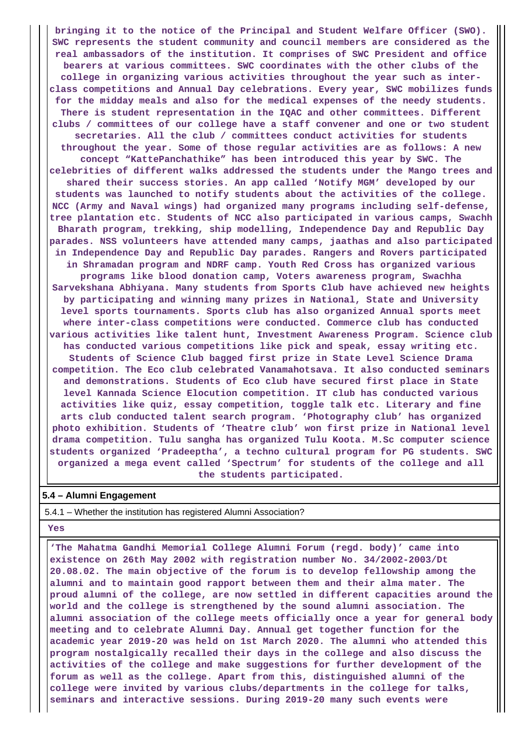**bringing it to the notice of the Principal and Student Welfare Officer (SWO). SWC represents the student community and council members are considered as the real ambassadors of the institution. It comprises of SWC President and office bearers at various committees. SWC coordinates with the other clubs of the college in organizing various activities throughout the year such as inter-class competitions and Annual Day celebrations. Every year, SWC mobilizes funds for the midday meals and also for the medical expenses of the needy students. There is student representation in the IQAC and other committees. Different clubs / committees of our college have a staff convener and one or two student secretaries. All the club / committees conduct activities for students throughout the year. Some of those regular activities are as follows: A new concept "KattePanchathike" has been introduced this year by SWC. The celebrities of different walks addressed the students under the Mango trees and shared their success stories. An app called 'Notify MGM' developed by our students was launched to notify students about the activities of the college. NCC (Army and Naval wings) had organized many programs including self-defense, tree plantation etc. Students of NCC also participated in various camps, Swachh Bharath program, trekking, ship modelling, Independence Day and Republic Day parades. NSS volunteers have attended many camps, jaathas and also participated in Independence Day and Republic Day parades. Rangers and Rovers participated in Shramadan program and NDRF camp. Youth Red Cross has organized various programs like blood donation camp, Voters awareness program, Swachha Sarvekshana Abhiyana. Many students from Sports Club have achieved new heights by participating and winning many prizes in National, State and University level sports tournaments. Sports club has also organized Annual sports meet where inter-class competitions were conducted. Commerce club has conducted various activities like talent hunt, Investment Awareness Program. Science club has conducted various competitions like pick and speak, essay writing etc. Students of Science Club bagged first prize in State Level Science Drama competition. The Eco club celebrated Vanamahotsava. It also conducted seminars and demonstrations. Students of Eco club have secured first place in State level Kannada Science Elocution competition. IT club has conducted various activities like quiz, essay competition, toggle talk etc. Literary and fine arts club conducted talent search program. 'Photography club' has organized photo exhibition. Students of 'Theatre club' won first prize in National level drama competition. Tulu sangha has organized Tulu Koota. M.Sc computer science students organized 'Pradeeptha', a techno cultural program for PG students. SWC organized a mega event called 'Spectrum' for students of the college and all the students participated.**

**5.4 – Alumni Engagement**

5.4.1 – Whether the institution has registered Alumni Association?

**Yes**

**'The Mahatma Gandhi Memorial College Alumni Forum (regd. body)' came into existence on 26th May 2002 with registration number No. 34/2002-2003/Dt 20.08.02. The main objective of the forum is to develop fellowship among the alumni and to maintain good rapport between them and their alma mater. The proud alumni of the college, are now settled in different capacities around the world and the college is strengthened by the sound alumni association. The alumni association of the college meets officially once a year for general body meeting and to celebrate Alumni Day. Annual get together function for the academic year 2019-20 was held on 1st March 2020. The alumni who attended this program nostalgically recalled their days in the college and also discuss the activities of the college and make suggestions for further development of the forum as well as the college. Apart from this, distinguished alumni of the college were invited by various clubs/departments in the college for talks, seminars and interactive sessions. During 2019-20 many such events were**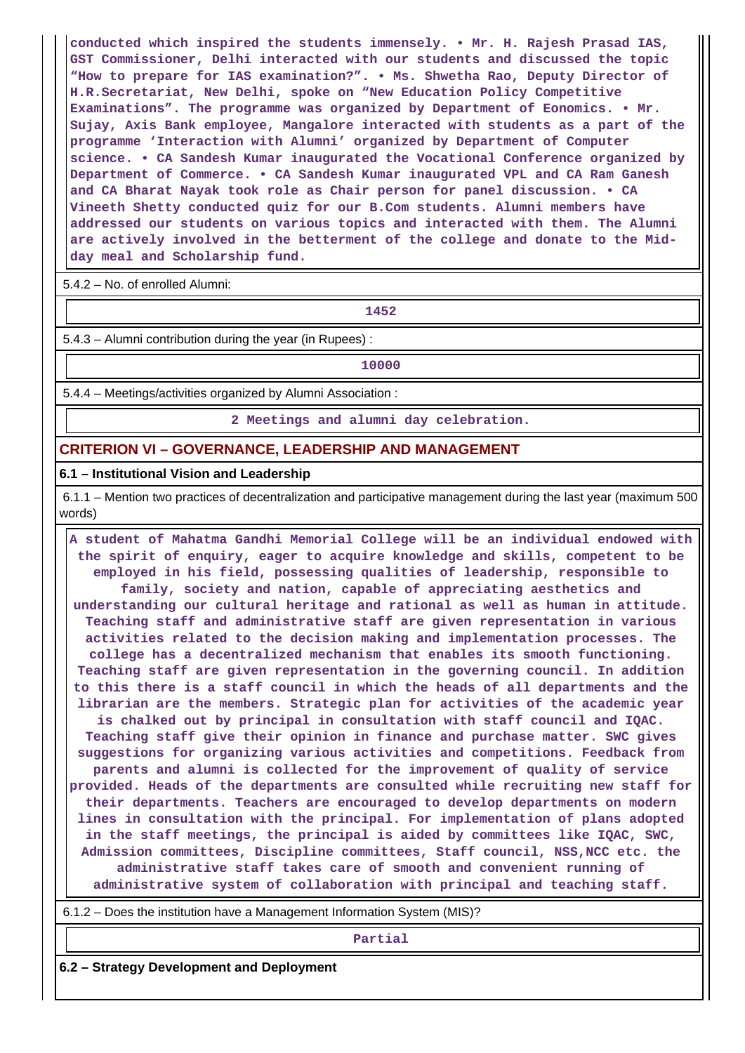conducted which inspired the students immensely. • Mr. H. Rajesh Prasad IAS, GST Commissioner, Delhi interacted with our students and discussed the topic "How to prepare for IAS examination?". • Ms. Shwetha Rao, Deputy Director of H.R.Secretariat, New Delhi, spoke on "New Education Policy Competitive Examinations". The programme was organized by Department of Eonomics. • Mr. Sujay, Axis Bank employee, Mangalore interacted with students as a part of the programme 'Interaction with Alumni' organized by Department of Computer science. • CA Sandesh Kumar inaugurated the Vocational Conference organized by Department of Commerce. • CA Sandesh Kumar inaugurated VPL and CA Ram Ganesh and CA Bharat Nayak took role as Chair person for panel discussion. • CA Vineeth Shetty conducted quiz for our B.Com students. Alumni members have addressed our students on various topics and interacted with them. The Alumni are actively involved in the betterment of the college and donate to the Mid-day meal and Scholarship fund.

5.4.2 – No. of enrolled Alumni:

1452

5.4.3 – Alumni contribution during the year (in Rupees) :

10000

5.4.4 – Meetings/activities organized by Alumni Association :

2 Meetings and alumni day celebration.

## CRITERION VI – GOVERNANCE, LEADERSHIP AND MANAGEMENT

### 6.1 – Institutional Vision and Leadership

6.1.1 – Mention two practices of decentralization and participative management during the last year (maximum 500 words)

A student of Mahatma Gandhi Memorial College will be an individual endowed with the spirit of enquiry, eager to acquire knowledge and skills, competent to be employed in his field, possessing qualities of leadership, responsible to family, society and nation, capable of appreciating aesthetics and understanding our cultural heritage and rational as well as human in attitude. Teaching staff and administrative staff are given representation in various activities related to the decision making and implementation processes. The college has a decentralized mechanism that enables its smooth functioning. Teaching staff are given representation in the governing council. In addition to this there is a staff council in which the heads of all departments and the librarian are the members. Strategic plan for activities of the academic year is chalked out by principal in consultation with staff council and IQAC. Teaching staff give their opinion in finance and purchase matter. SWC gives suggestions for organizing various activities and competitions. Feedback from parents and alumni is collected for the improvement of quality of service provided. Heads of the departments are consulted while recruiting new staff for their departments. Teachers are encouraged to develop departments on modern lines in consultation with the principal. For implementation of plans adopted in the staff meetings, the principal is aided by committees like IQAC, SWC, Admission committees, Discipline committees, Staff council, NSS,NCC etc. the administrative staff takes care of smooth and convenient running of administrative system of collaboration with principal and teaching staff.

6.1.2 – Does the institution have a Management Information System (MIS)?

Partial

### 6.2 – Strategy Development and Deployment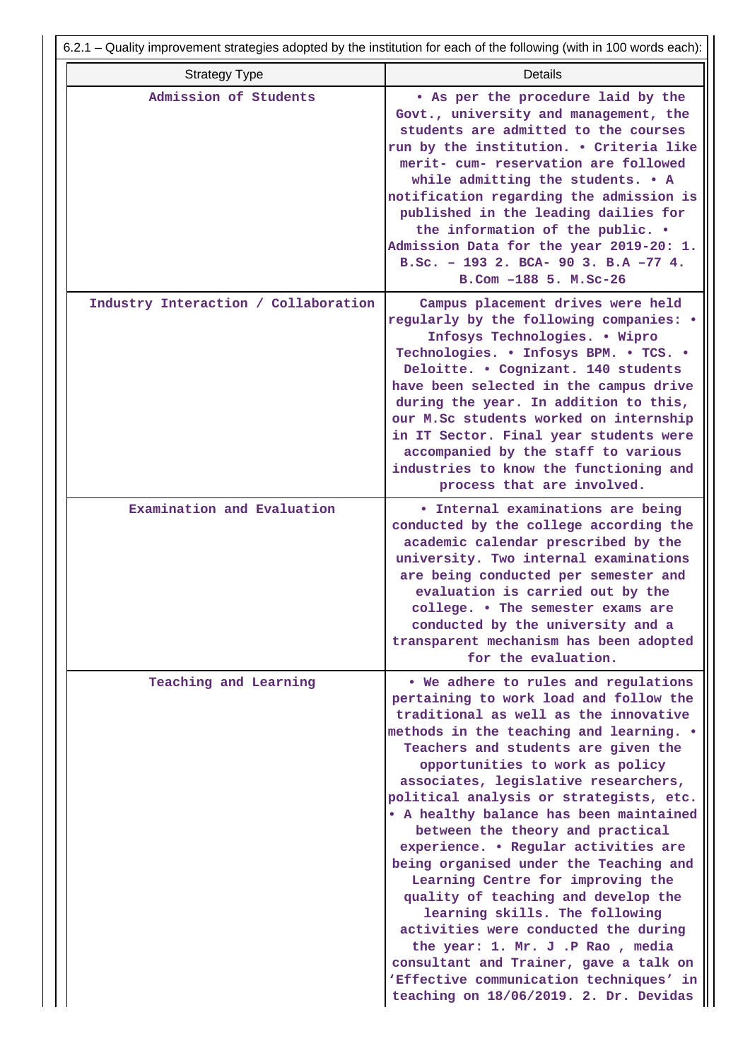6.2.1 – Quality improvement strategies adopted by the institution for each of the following (with in 100 words each):

| Strategy Type | Details |
|---|---|
| Admission of Students | • As per the procedure laid by the Govt., university and management, the students are admitted to the courses run by the institution. • Criteria like merit- cum- reservation are followed while admitting the students. • A notification regarding the admission is published in the leading dailies for the information of the public. • Admission Data for the year 2019-20: 1. B.Sc. – 193 2. BCA- 90 3. B.A –77 4. B.Com –188 5. M.Sc-26 |
| Industry Interaction / Collaboration | Campus placement drives were held regularly by the following companies: • Infosys Technologies. • Wipro Technologies. • Infosys BPM. • TCS. • Deloitte. • Cognizant. 140 students have been selected in the campus drive during the year. In addition to this, our M.Sc students worked on internship in IT Sector. Final year students were accompanied by the staff to various industries to know the functioning and process that are involved. |
| Examination and Evaluation | • Internal examinations are being conducted by the college according the academic calendar prescribed by the university. Two internal examinations are being conducted per semester and evaluation is carried out by the college. • The semester exams are conducted by the university and a transparent mechanism has been adopted for the evaluation. |
| Teaching and Learning | • We adhere to rules and regulations pertaining to work load and follow the traditional as well as the innovative methods in the teaching and learning. • Teachers and students are given the opportunities to work as policy associates, legislative researchers, political analysis or strategists, etc. • A healthy balance has been maintained between the theory and practical experience. • Regular activities are being organised under the Teaching and Learning Centre for improving the quality of teaching and develop the learning skills. The following activities were conducted the during the year: 1. Mr. J .P Rao , media consultant and Trainer, gave a talk on 'Effective communication techniques' in teaching on 18/06/2019. 2. Dr. Devidas |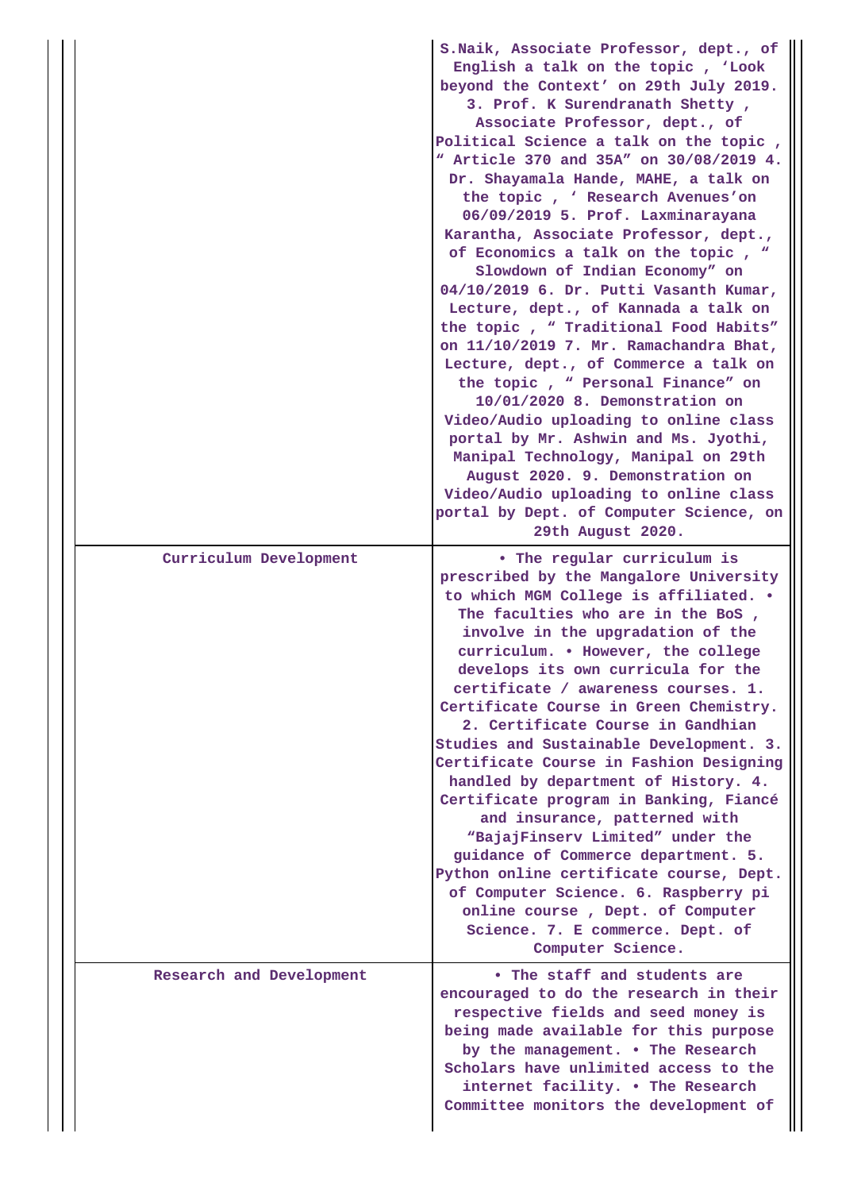| | |
|---|---|
| | S.Naik, Associate Professor, dept., of English a talk on the topic , 'Look beyond the Context' on 29th July 2019. 3. Prof. K Surendranath Shetty , Associate Professor, dept., of Political Science a talk on the topic , " Article 370 and 35A" on 30/08/2019 4. Dr. Shayamala Hande, MAHE, a talk on the topic , ' Research Avenues'on 06/09/2019 5. Prof. Laxminarayana Karantha, Associate Professor, dept., of Economics a talk on the topic , " Slowdown of Indian Economy" on 04/10/2019 6. Dr. Putti Vasanth Kumar, Lecture, dept., of Kannada a talk on the topic , " Traditional Food Habits" on 11/10/2019 7. Mr. Ramachandra Bhat, Lecture, dept., of Commerce a talk on the topic , " Personal Finance" on 10/01/2020 8. Demonstration on Video/Audio uploading to online class portal by Mr. Ashwin and Ms. Jyothi, Manipal Technology, Manipal on 29th August 2020. 9. Demonstration on Video/Audio uploading to online class portal by Dept. of Computer Science, on 29th August 2020. |
| Curriculum Development | • The regular curriculum is prescribed by the Mangalore University to which MGM College is affiliated. • The faculties who are in the BoS , involve in the upgradation of the curriculum. • However, the college develops its own curricula for the certificate / awareness courses. 1. Certificate Course in Green Chemistry. 2. Certificate Course in Gandhian Studies and Sustainable Development. 3. Certificate Course in Fashion Designing handled by department of History. 4. Certificate program in Banking, Fiancé and insurance, patterned with "BajajFinserv Limited" under the guidance of Commerce department. 5. Python online certificate course, Dept. of Computer Science. 6. Raspberry pi online course , Dept. of Computer Science. 7. E commerce. Dept. of Computer Science. |
| Research and Development | • The staff and students are encouraged to do the research in their respective fields and seed money is being made available for this purpose by the management. • The Research Scholars have unlimited access to the internet facility. • The Research Committee monitors the development of |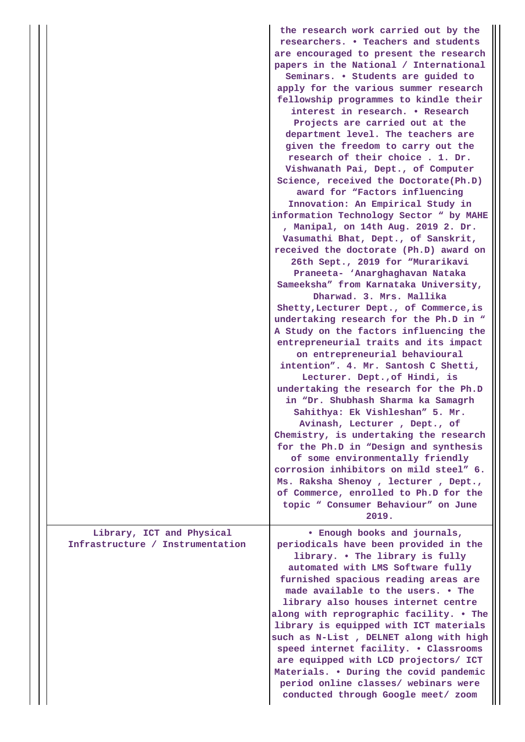| | |
|---|---|
| | the research work carried out by the researchers. • Teachers and students are encouraged to present the research papers in the National / International Seminars. • Students are guided to apply for the various summer research fellowship programmes to kindle their interest in research. • Research Projects are carried out at the department level. The teachers are given the freedom to carry out the research of their choice . 1. Dr. Vishwanath Pai, Dept., of Computer Science, received the Doctorate(Ph.D) award for "Factors influencing Innovation: An Empirical Study in information Technology Sector " by MAHE , Manipal, on 14th Aug. 2019 2. Dr. Vasumathi Bhat, Dept., of Sanskrit, received the doctorate (Ph.D) award on 26th Sept., 2019 for "Murarikavi Praneeta- 'Anarghaghavan Nataka Sameeksha" from Karnataka University, Dharwad. 3. Mrs. Mallika Shetty,Lecturer Dept., of Commerce,is undertaking research for the Ph.D in " A Study on the factors influencing the entrepreneurial traits and its impact on entrepreneurial behavioural intention". 4. Mr. Santosh C Shetti, Lecturer. Dept.,of Hindi, is undertaking the research for the Ph.D in "Dr. Shubhash Sharma ka Samagrh Sahithya: Ek Vishleshan" 5. Mr. Avinash, Lecturer , Dept., of Chemistry, is undertaking the research for the Ph.D in "Design and synthesis of some environmentally friendly corrosion inhibitors on mild steel" 6. Ms. Raksha Shenoy , lecturer , Dept., of Commerce, enrolled to Ph.D for the topic " Consumer Behaviour" on June 2019. |
| Library, ICT and Physical Infrastructure / Instrumentation | • Enough books and journals, periodicals have been provided in the library. • The library is fully automated with LMS Software fully furnished spacious reading areas are made available to the users. • The library also houses internet centre along with reprographic facility. • The library is equipped with ICT materials such as N-List , DELNET along with high speed internet facility. • Classrooms are equipped with LCD projectors/ ICT Materials. • During the covid pandemic period online classes/ webinars were conducted through Google meet/ zoom |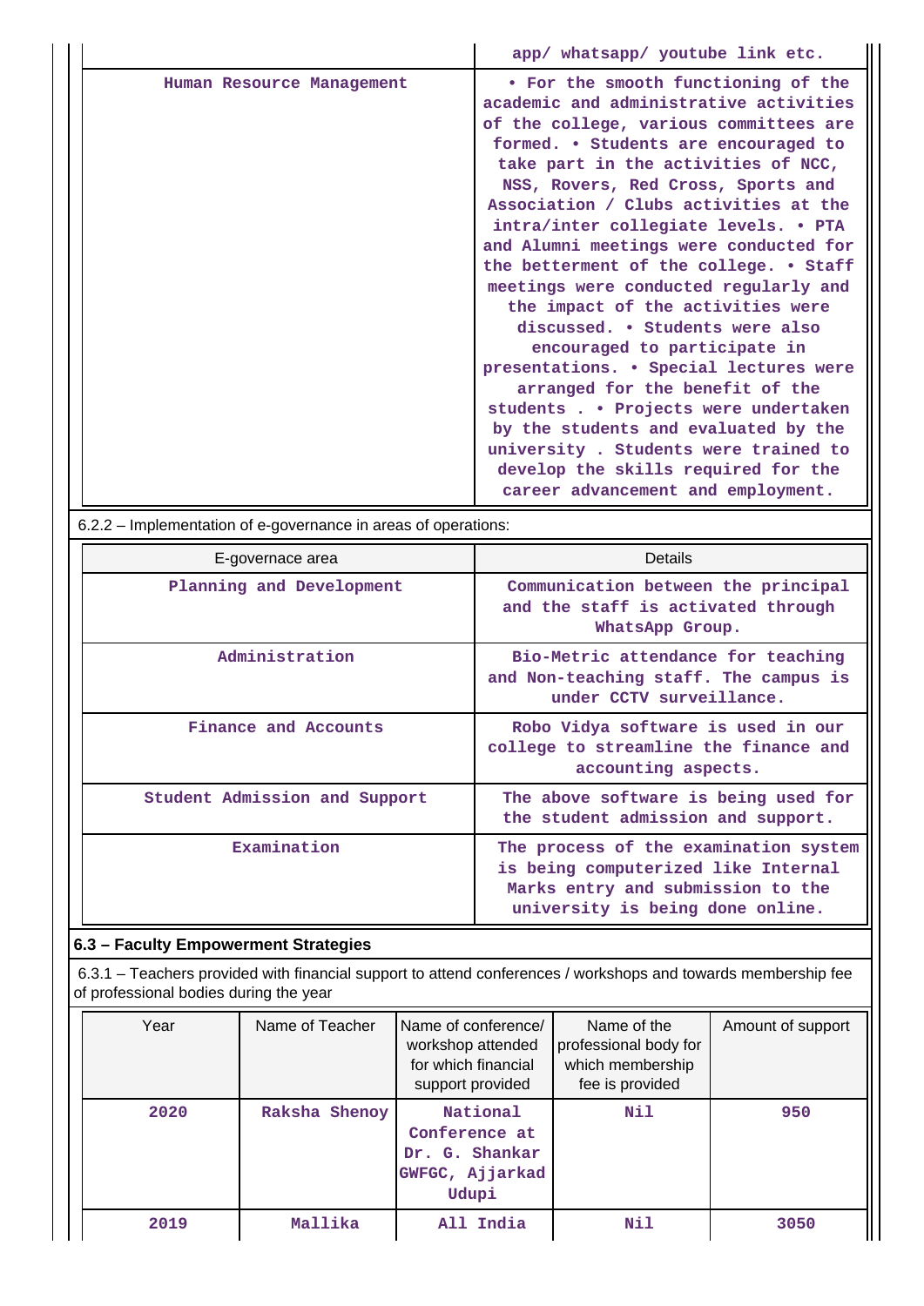| | |
|---|---|
| | app/ whatsapp/ youtube link etc. |
| Human Resource Management | • For the smooth functioning of the academic and administrative activities of the college, various committees are formed. • Students are encouraged to take part in the activities of NCC, NSS, Rovers, Red Cross, Sports and Association / Clubs activities at the intra/inter collegiate levels. • PTA and Alumni meetings were conducted for the betterment of the college. • Staff meetings were conducted regularly and the impact of the activities were discussed. • Students were also encouraged to participate in presentations. • Special lectures were arranged for the benefit of the students . • Projects were undertaken by the students and evaluated by the university . Students were trained to develop the skills required for the career advancement and employment. |

6.2.2 – Implementation of e-governance in areas of operations:

| E-governace area | Details |
|---|---|
| Planning and Development | Communication between the principal and the staff is activated through WhatsApp Group. |
| Administration | Bio-Metric attendance for teaching and Non-teaching staff. The campus is under CCTV surveillance. |
| Finance and Accounts | Robo Vidya software is used in our college to streamline the finance and accounting aspects. |
| Student Admission and Support | The above software is being used for the student admission and support. |
| Examination | The process of the examination system is being computerized like Internal Marks entry and submission to the university is being done online. |

### 6.3 – Faculty Empowerment Strategies

6.3.1 – Teachers provided with financial support to attend conferences / workshops and towards membership fee of professional bodies during the year

| Year | Name of Teacher | Name of conference/ workshop attended for which financial support provided | Name of the professional body for which membership fee is provided | Amount of support |
|---|---|---|---|---|
| 2020 | Raksha Shenoy | National Conference at Dr. G. Shankar GWFGC, Ajjarkad Udupi | Nil | 950 |
| 2019 | Mallika | All India | Nil | 3050 |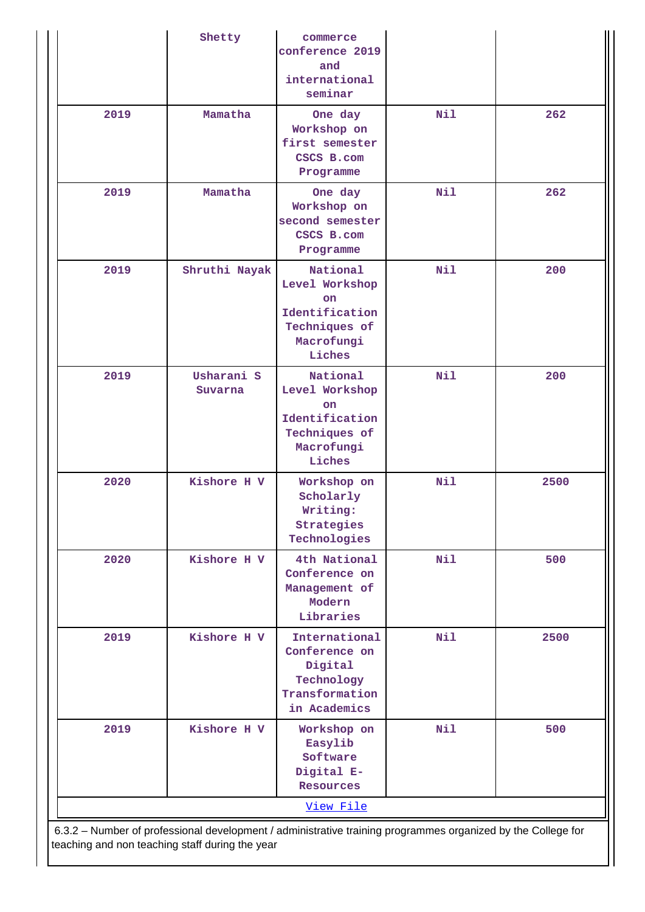|  | Shetty | commerce conference 2019 and international seminar |  |  |
|---|---|---|---|---|
| 2019 | Mamatha | One day Workshop on first semester CSCS B.com Programme | Nil | 262 |
| 2019 | Mamatha | One day Workshop on second semester CSCS B.com Programme | Nil | 262 |
| 2019 | Shruthi Nayak | National Level Workshop on Identification Techniques of Macrofungi Liches | Nil | 200 |
| 2019 | Usharani S Suvarna | National Level Workshop on Identification Techniques of Macrofungi Liches | Nil | 200 |
| 2020 | Kishore H V | Workshop on Scholarly Writing: Strategies Technologies | Nil | 2500 |
| 2020 | Kishore H V | 4th National Conference on Management of Modern Libraries | Nil | 500 |
| 2019 | Kishore H V | International Conference on Digital Technology Transformation in Academics | Nil | 2500 |
| 2019 | Kishore H V | Workshop on Easylib Software Digital E-Resources | Nil | 500 |

View File

6.3.2 – Number of professional development / administrative training programmes organized by the College for teaching and non teaching staff during the year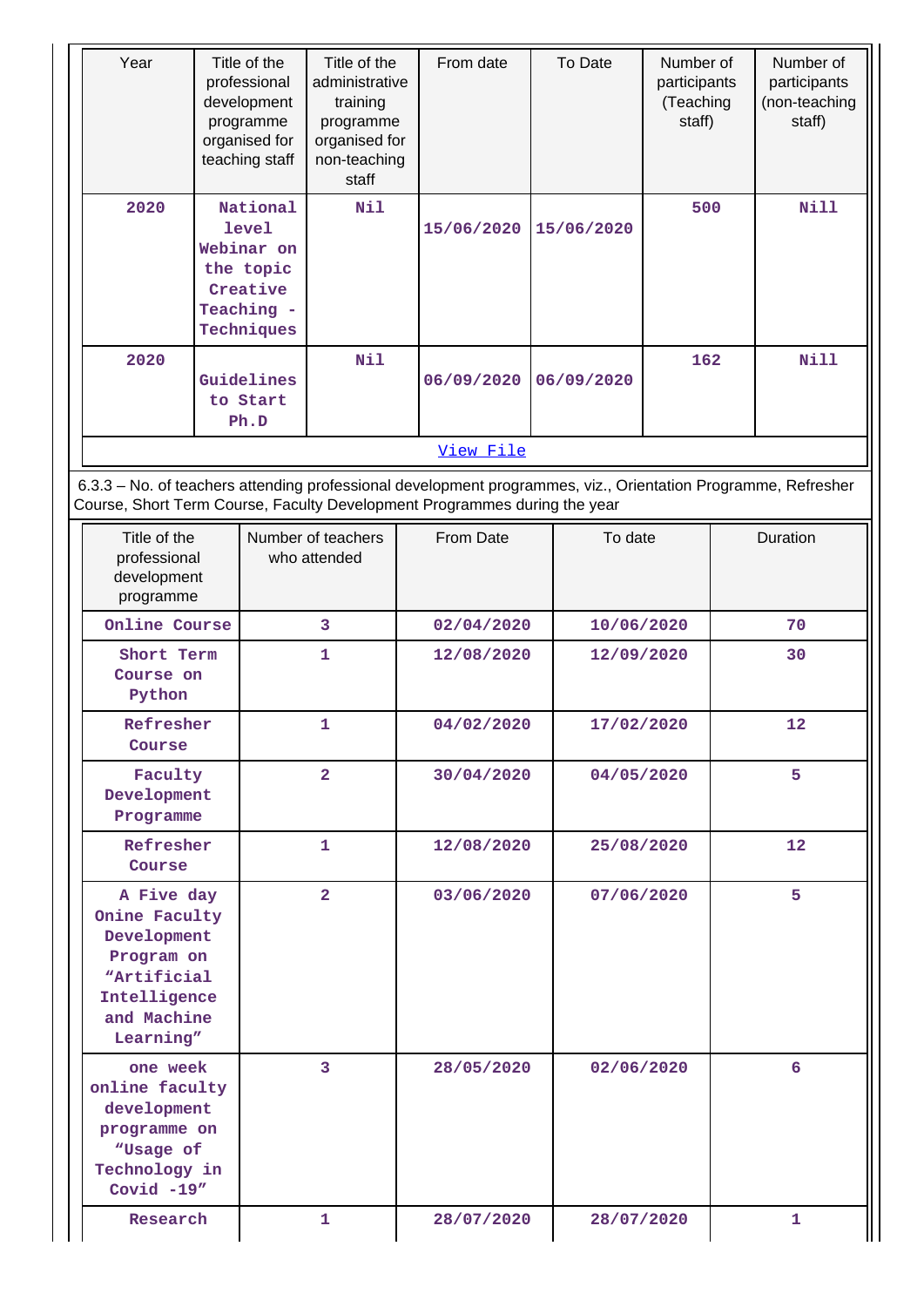| Year | Title of the professional development programme organised for teaching staff | Title of the administrative training programme organised for non-teaching staff | From date | To Date | Number of participants (Teaching staff) | Number of participants (non-teaching staff) |
|---|---|---|---|---|---|---|
| 2020 | National level Webinar on the topic Creative Teaching - Techniques | Nil | 15/06/2020 | 15/06/2020 | 500 | Nill |
| 2020 | Guidelines to Start Ph.D | Nil | 06/09/2020 | 06/09/2020 | 162 | Nill |

View File

6.3.3 – No. of teachers attending professional development programmes, viz., Orientation Programme, Refresher Course, Short Term Course, Faculty Development Programmes during the year

| Title of the professional development programme | Number of teachers who attended | From Date | To date | Duration |
|---|---|---|---|---|
| Online Course | 3 | 02/04/2020 | 10/06/2020 | 70 |
| Short Term Course on Python | 1 | 12/08/2020 | 12/09/2020 | 30 |
| Refresher Course | 1 | 04/02/2020 | 17/02/2020 | 12 |
| Faculty Development Programme | 2 | 30/04/2020 | 04/05/2020 | 5 |
| Refresher Course | 1 | 12/08/2020 | 25/08/2020 | 12 |
| A Five day Onine Faculty Development Program on "Artificial Intelligence and Machine Learning" | 2 | 03/06/2020 | 07/06/2020 | 5 |
| one week online faculty development programme on "Usage of Technology in Covid -19" | 3 | 28/05/2020 | 02/06/2020 | 6 |
| Research | 1 | 28/07/2020 | 28/07/2020 | 1 |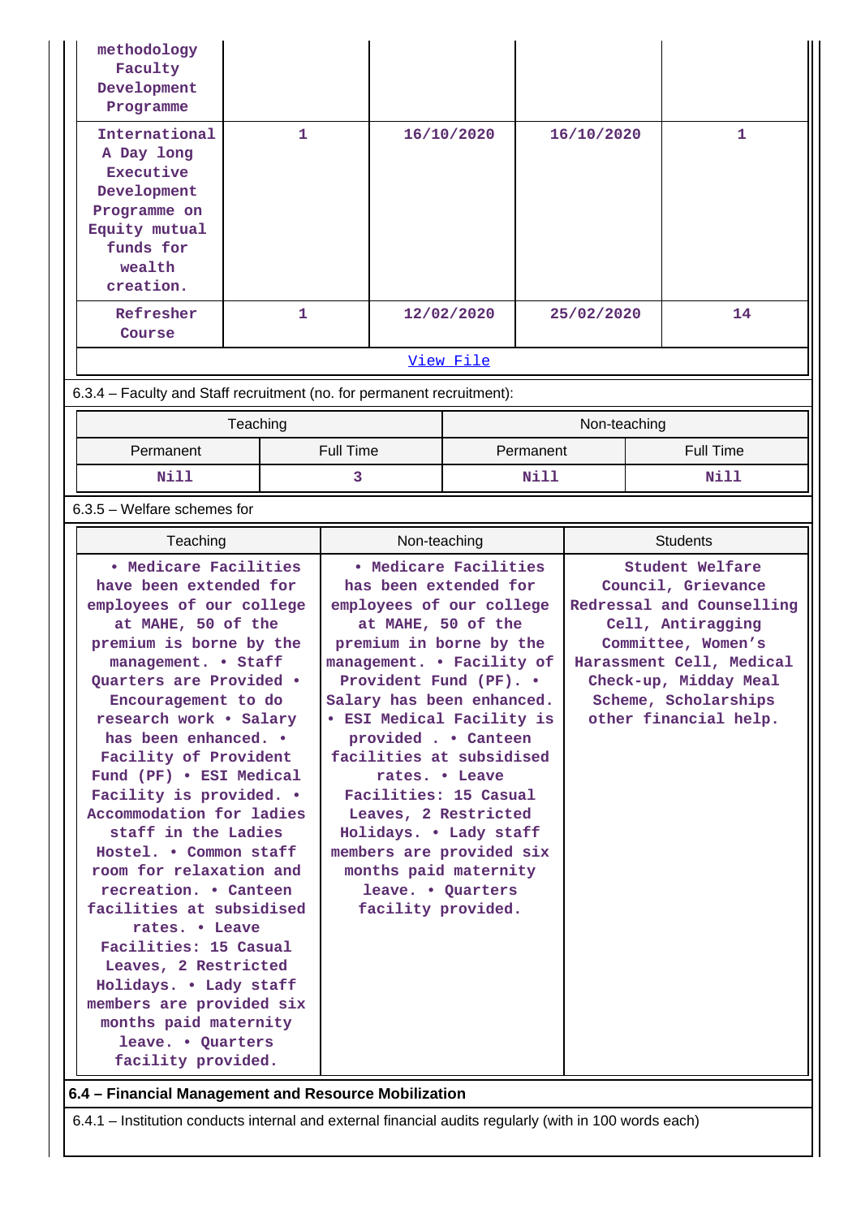| | | | | |
|---|---|---|---|---|
| methodology Faculty Development Programme | | | | |
| International A Day long Executive Development Programme on Equity mutual funds for wealth creation. | 1 | 16/10/2020 | 16/10/2020 | 1 |
| Refresher Course | 1 | 12/02/2020 | 25/02/2020 | 14 |

View File

6.3.4 – Faculty and Staff recruitment (no. for permanent recruitment):

| Teaching | | Non-teaching | |
|---|---|---|---|
| Permanent | Full Time | Permanent | Full Time |
| Nill | 3 | Nill | Nill |

6.3.5 – Welfare schemes for

| Teaching | Non-teaching | Students |
|---|---|---|
| • Medicare Facilities have been extended for employees of our college at MAHE, 50 of the premium is borne by the management. • Staff Quarters are Provided • Encouragement to do research work • Salary has been enhanced. • Facility of Provident Fund (PF) • ESI Medical Facility is provided. • Accommodation for ladies staff in the Ladies Hostel. • Common staff room for relaxation and recreation. • Canteen facilities at subsidised rates. • Leave Facilities: 15 Casual Leaves, 2 Restricted Holidays. • Lady staff members are provided six months paid maternity leave. • Quarters facility provided. | • Medicare Facilities has been extended for employees of our college at MAHE, 50 of the premium in borne by the management. • Facility of Provident Fund (PF). • Salary has been enhanced. • ESI Medical Facility is provided . • Canteen facilities at subsidised rates. • Leave Facilities: 15 Casual Leaves, 2 Restricted Holidays. • Lady staff members are provided six months paid maternity leave. • Quarters facility provided. | Student Welfare Council, Grievance Redressal and Counselling Cell, Antiragging Committee, Women's Harassment Cell, Medical Check-up, Midday Meal Scheme, Scholarships other financial help. |

**6.4 – Financial Management and Resource Mobilization**

6.4.1 – Institution conducts internal and external financial audits regularly (with in 100 words each)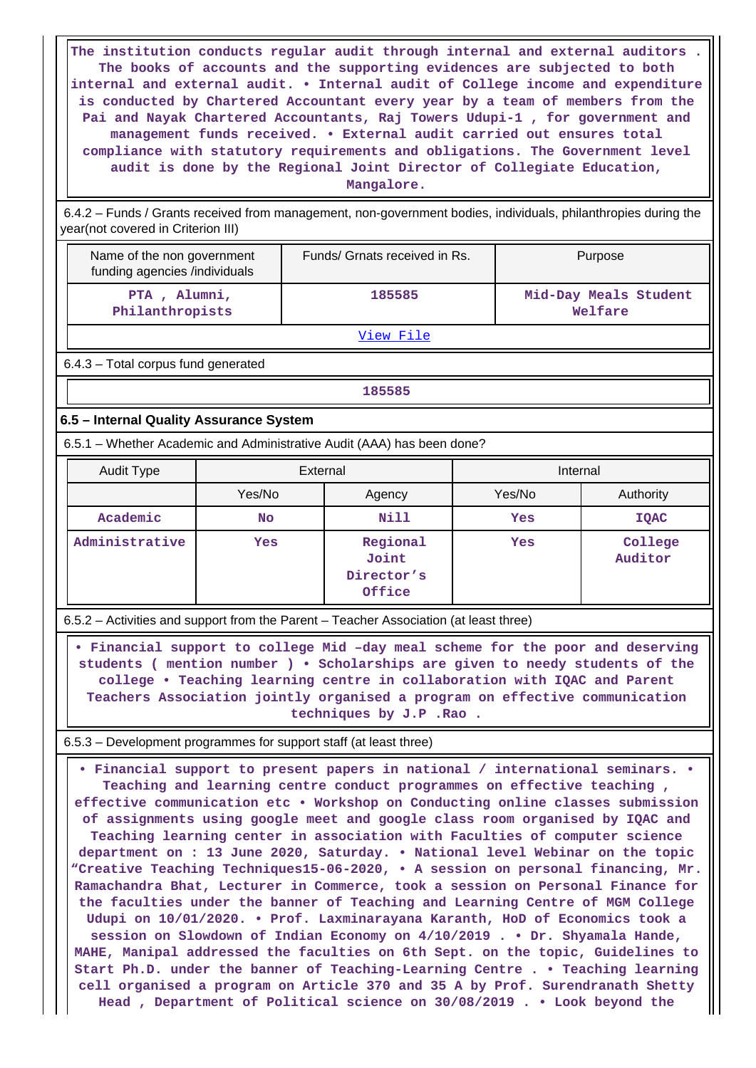The institution conducts regular audit through internal and external auditors . The books of accounts and the supporting evidences are subjected to both internal and external audit. • Internal audit of College income and expenditure is conducted by Chartered Accountant every year by a team of members from the Pai and Nayak Chartered Accountants, Raj Towers Udupi-1 , for government and management funds received. • External audit carried out ensures total compliance with statutory requirements and obligations. The Government level audit is done by the Regional Joint Director of Collegiate Education, Mangalore.

6.4.2 – Funds / Grants received from management, non-government bodies, individuals, philanthropies during the year(not covered in Criterion III)

| Name of the non government funding agencies /individuals | Funds/ Grnats received in Rs. | Purpose |
|---|---|---|
| PTA , Alumni, Philanthropists | 185585 | Mid-Day Meals Student Welfare |

View File

6.4.3 – Total corpus fund generated

185585

### 6.5 – Internal Quality Assurance System

6.5.1 – Whether Academic and Administrative Audit (AAA) has been done?

| Audit Type | External | | Internal | |
|---|---|---|---|---|
| | Yes/No | Agency | Yes/No | Authority |
| Academic | No | Nill | Yes | IQAC |
| Administrative | Yes | Regional Joint Director's Office | Yes | College Auditor |

6.5.2 – Activities and support from the Parent – Teacher Association (at least three)

• Financial support to college Mid –day meal scheme for the poor and deserving students ( mention number ) • Scholarships are given to needy students of the college • Teaching learning centre in collaboration with IQAC and Parent Teachers Association jointly organised a program on effective communication techniques by J.P .Rao .

6.5.3 – Development programmes for support staff (at least three)

• Financial support to present papers in national / international seminars. • Teaching and learning centre conduct programmes on effective teaching , effective communication etc • Workshop on Conducting online classes submission of assignments using google meet and google class room organised by IQAC and Teaching learning center in association with Faculties of computer science department on : 13 June 2020, Saturday. • National level Webinar on the topic "Creative Teaching Techniques15-06-2020, • A session on personal financing, Mr. Ramachandra Bhat, Lecturer in Commerce, took a session on Personal Finance for the faculties under the banner of Teaching and Learning Centre of MGM College Udupi on 10/01/2020. • Prof. Laxminarayana Karanth, HoD of Economics took a session on Slowdown of Indian Economy on 4/10/2019 . • Dr. Shyamala Hande, MAHE, Manipal addressed the faculties on 6th Sept. on the topic, Guidelines to Start Ph.D. under the banner of Teaching-Learning Centre . • Teaching learning cell organised a program on Article 370 and 35 A by Prof. Surendranath Shetty Head , Department of Political science on 30/08/2019 . • Look beyond the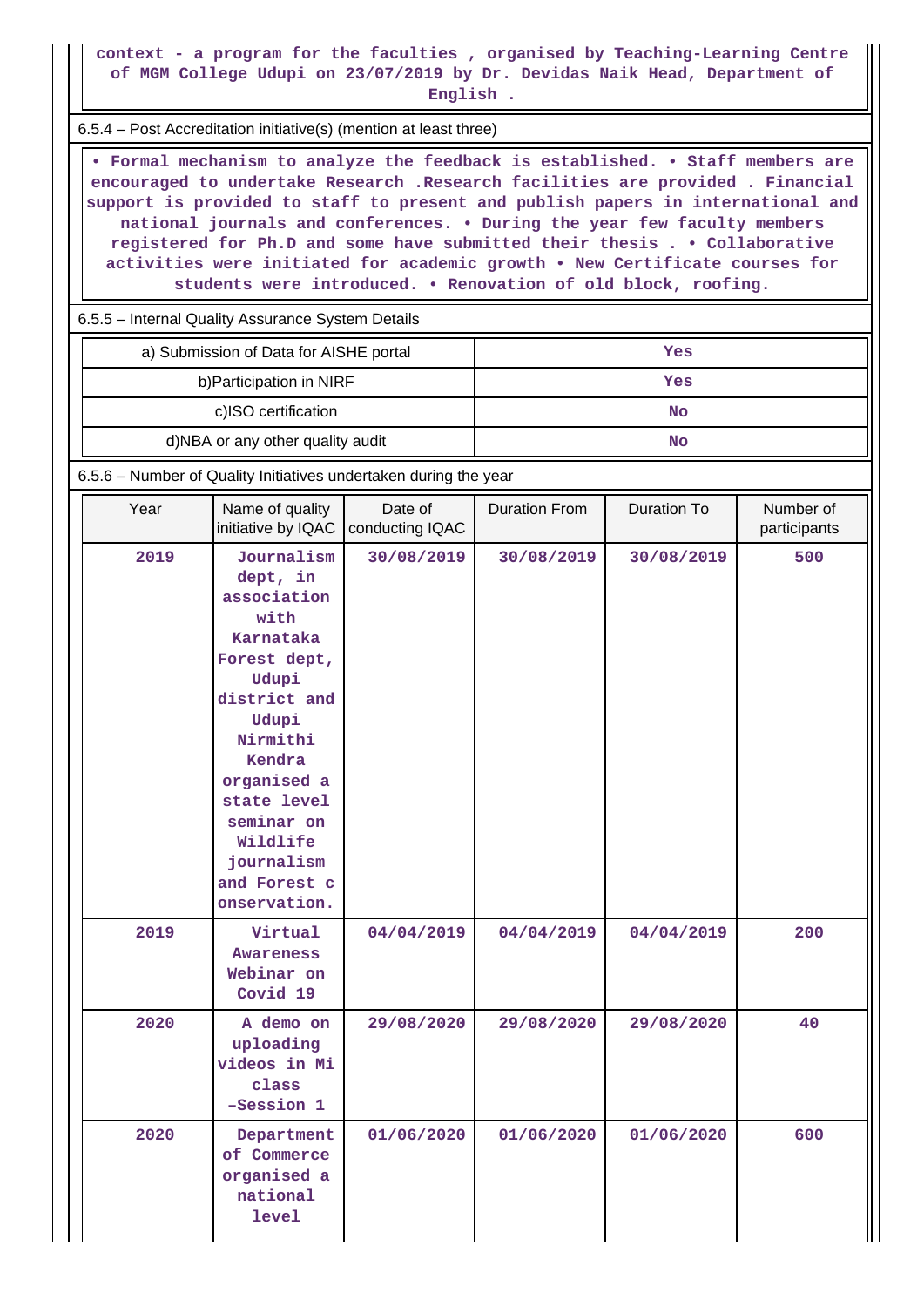context - a program for the faculties , organised by Teaching-Learning Centre of MGM College Udupi on 23/07/2019 by Dr. Devidas Naik Head, Department of English .

6.5.4 – Post Accreditation initiative(s) (mention at least three)

• Formal mechanism to analyze the feedback is established. • Staff members are encouraged to undertake Research .Research facilities are provided . Financial support is provided to staff to present and publish papers in international and national journals and conferences. • During the year few faculty members registered for Ph.D and some have submitted their thesis . • Collaborative activities were initiated for academic growth • New Certificate courses for students were introduced. • Renovation of old block, roofing.

6.5.5 – Internal Quality Assurance System Details

| | |
|---|---|
| a) Submission of Data for AISHE portal | Yes |
| b)Participation in NIRF | Yes |
| c)ISO certification | No |
| d)NBA or any other quality audit | No |

6.5.6 – Number of Quality Initiatives undertaken during the year

| Year | Name of quality initiative by IQAC | Date of conducting IQAC | Duration From | Duration To | Number of participants |
|---|---|---|---|---|---|
| 2019 | Journalism dept, in association with Karnataka Forest dept, Udupi district and Udupi Nirmithi Kendra organised a state level seminar on Wildlife journalism and Forest conservation. | 30/08/2019 | 30/08/2019 | 30/08/2019 | 500 |
| 2019 | Virtual Awareness Webinar on Covid 19 | 04/04/2019 | 04/04/2019 | 04/04/2019 | 200 |
| 2020 | A demo on uploading videos in Mi class -Session 1 | 29/08/2020 | 29/08/2020 | 29/08/2020 | 40 |
| 2020 | Department of Commerce organised a national level | 01/06/2020 | 01/06/2020 | 01/06/2020 | 600 |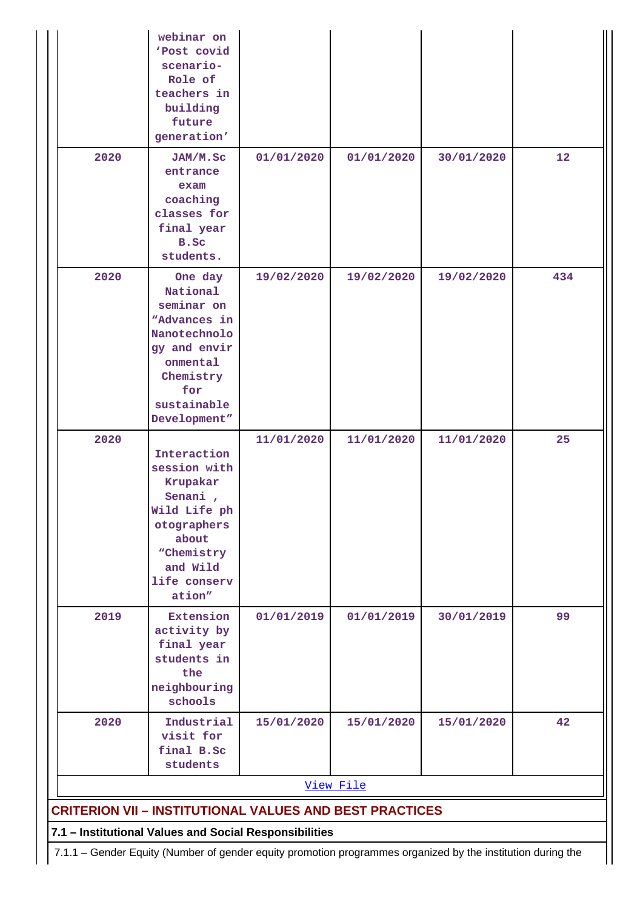| | | | | | |
|---|---|---|---|---|---|
| | webinar on 'Post covid scenario- Role of teachers in building future generation' | | | | |
| 2020 | JAM/M.Sc entrance exam coaching classes for final year B.Sc students. | 01/01/2020 | 01/01/2020 | 30/01/2020 | 12 |
| 2020 | One day National seminar on "Advances in Nanotechnology and environmental Chemistry for sustainable Development" | 19/02/2020 | 19/02/2020 | 19/02/2020 | 434 |
| 2020 | Interaction session with Krupakar Senani , Wild Life photographers about "Chemistry and Wild life conservation" | 11/01/2020 | 11/01/2020 | 11/01/2020 | 25 |
| 2019 | Extension activity by final year students in the neighbouring schools | 01/01/2019 | 01/01/2019 | 30/01/2019 | 99 |
| 2020 | Industrial visit for final B.Sc students | 15/01/2020 | 15/01/2020 | 15/01/2020 | 42 |

View File

## CRITERION VII – INSTITUTIONAL VALUES AND BEST PRACTICES

### 7.1 – Institutional Values and Social Responsibilities

7.1.1 – Gender Equity (Number of gender equity promotion programmes organized by the institution during the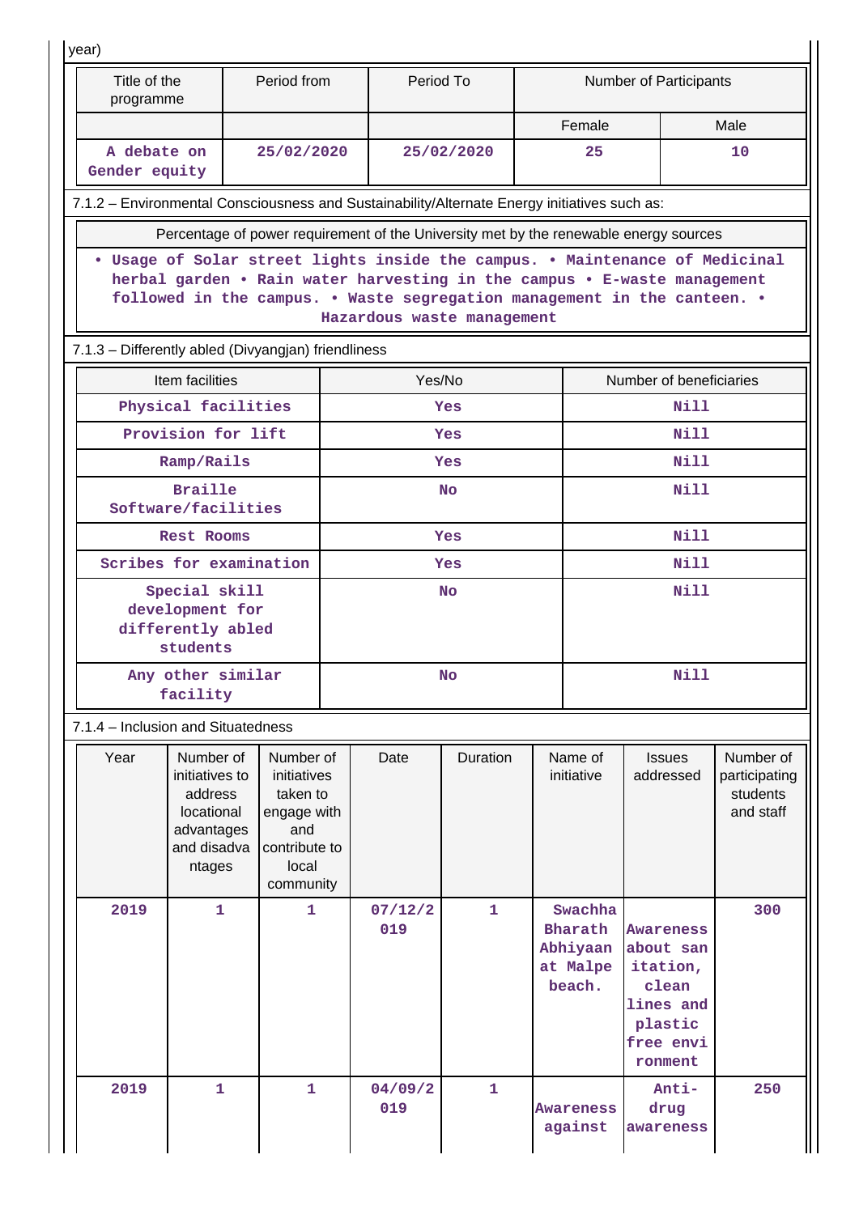year)

| Title of the programme | Period from | Period To | Number of Participants | |
|---|---|---|---|---|
| | | | Female | Male |
| A debate on Gender equity | 25/02/2020 | 25/02/2020 | 25 | 10 |

7.1.2 – Environmental Consciousness and Sustainability/Alternate Energy initiatives such as:

| Percentage of power requirement of the University met by the renewable energy sources |
|---|
| • Usage of Solar street lights inside the campus. • Maintenance of Medicinal herbal garden • Rain water harvesting in the campus • E-waste management followed in the campus. • Waste segregation management in the canteen. • Hazardous waste management |

7.1.3 – Differently abled (Divyangjan) friendliness

| Item facilities | Yes/No | Number of beneficiaries |
|---|---|---|
| Physical facilities | Yes | Nill |
| Provision for lift | Yes | Nill |
| Ramp/Rails | Yes | Nill |
| Braille Software/facilities | No | Nill |
| Rest Rooms | Yes | Nill |
| Scribes for examination | Yes | Nill |
| Special skill development for differently abled students | No | Nill |
| Any other similar facility | No | Nill |

7.1.4 – Inclusion and Situatedness

| Year | Number of initiatives to address locational advantages and disadvantages | Number of initiatives taken to engage with and contribute to local community | Date | Duration | Name of initiative | Issues addressed | Number of participating students and staff |
|---|---|---|---|---|---|---|---|
| 2019 | 1 | 1 | 07/12/2019 | 1 | Swachha Bharath Abhiyaan at Malpe beach. | Awareness about sanitation, clean lines and plastic free environment | 300 |
| 2019 | 1 | 1 | 04/09/2019 | 1 | Awareness against | Anti-drug awareness | 250 |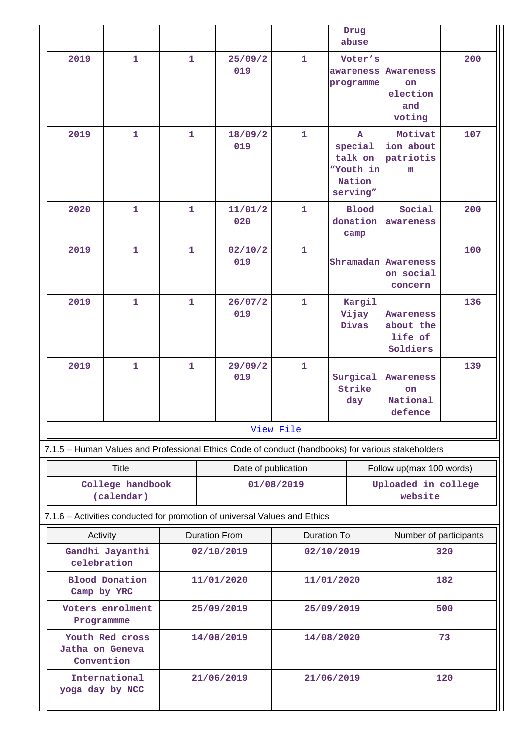| | | | | | Drug abuse | | |
|---|---|---|---|---|---|---|---|
| 2019 | 1 | 1 | 25/09/2019 | 1 | Voter's awareness programme | Awareness on election and voting | 200 |
| 2019 | 1 | 1 | 18/09/2019 | 1 | A special talk on "Youth in Nation serving" | Motivation about patriotism | 107 |
| 2020 | 1 | 1 | 11/01/2020 | 1 | Blood donation camp | Social awareness | 200 |
| 2019 | 1 | 1 | 02/10/2019 | 1 | Shramadan | Awareness on social concern | 100 |
| 2019 | 1 | 1 | 26/07/2019 | 1 | Kargil Vijay Divas | Awareness about the life of Soldiers | 136 |
| 2019 | 1 | 1 | 29/09/2019 | 1 | Surgical Strike day | Awareness on National defence | 139 |

View File

7.1.5 – Human Values and Professional Ethics Code of conduct (handbooks) for various stakeholders

| Title | Date of publication | Follow up(max 100 words) |
|---|---|---|
| College handbook (calendar) | 01/08/2019 | Uploaded in college website |

7.1.6 – Activities conducted for promotion of universal Values and Ethics

| Activity | Duration From | Duration To | Number of participants |
|---|---|---|---|
| Gandhi Jayanthi celebration | 02/10/2019 | 02/10/2019 | 320 |
| Blood Donation Camp by YRC | 11/01/2020 | 11/01/2020 | 182 |
| Voters enrolment Programmme | 25/09/2019 | 25/09/2019 | 500 |
| Youth Red cross Jatha on Geneva Convention | 14/08/2019 | 14/08/2020 | 73 |
| International yoga day by NCC | 21/06/2019 | 21/06/2019 | 120 |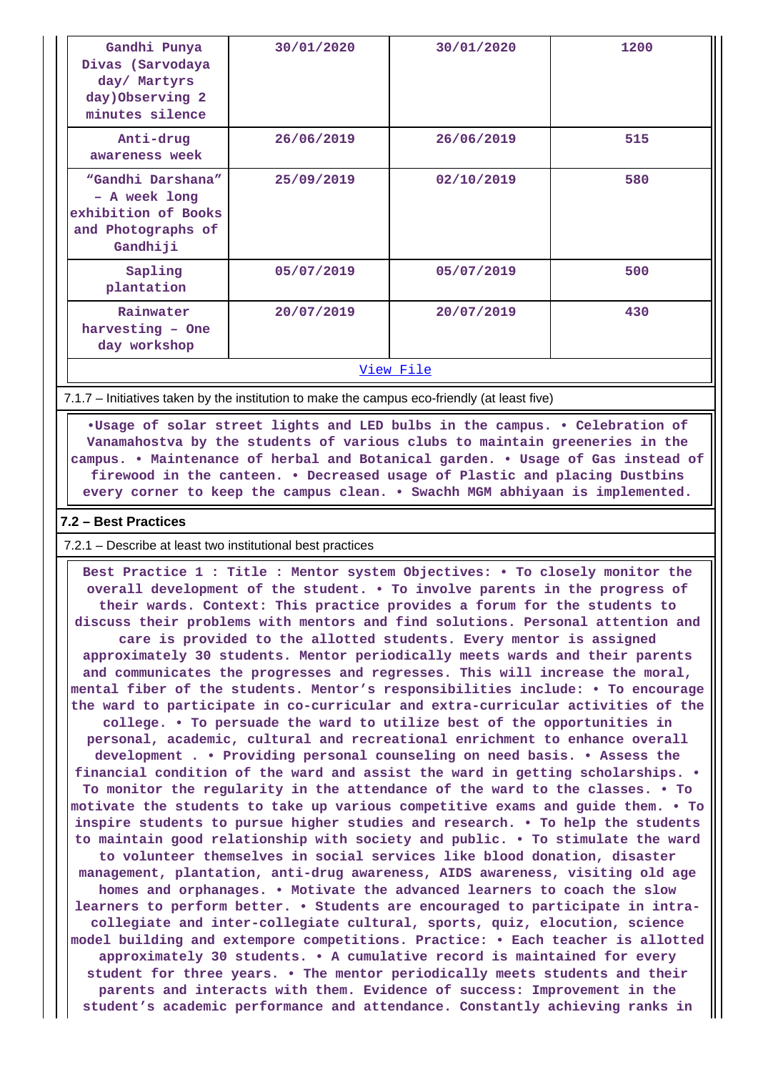| | | | |
|---|---|---|---|
| Gandhi Punya Divas (Sarvodaya day/ Martyrs day)Observing 2 minutes silence | 30/01/2020 | 30/01/2020 | 1200 |
| Anti-drug awareness week | 26/06/2019 | 26/06/2019 | 515 |
| "Gandhi Darshana" – A week long exhibition of Books and Photographs of Gandhiji | 25/09/2019 | 02/10/2019 | 580 |
| Sapling plantation | 05/07/2019 | 05/07/2019 | 500 |
| Rainwater harvesting – One day workshop | 20/07/2019 | 20/07/2019 | 430 |

View File

7.1.7 – Initiatives taken by the institution to make the campus eco-friendly (at least five)

•Usage of solar street lights and LED bulbs in the campus. • Celebration of Vanamahostva by the students of various clubs to maintain greeneries in the campus. • Maintenance of herbal and Botanical garden. • Usage of Gas instead of firewood in the canteen. • Decreased usage of Plastic and placing Dustbins every corner to keep the campus clean. • Swachh MGM abhiyaan is implemented.

## 7.2 – Best Practices

7.2.1 – Describe at least two institutional best practices

Best Practice 1 : Title : Mentor system Objectives: • To closely monitor the overall development of the student. • To involve parents in the progress of their wards. Context: This practice provides a forum for the students to discuss their problems with mentors and find solutions. Personal attention and care is provided to the allotted students. Every mentor is assigned approximately 30 students. Mentor periodically meets wards and their parents and communicates the progresses and regresses. This will increase the moral, mental fiber of the students. Mentor's responsibilities include: • To encourage the ward to participate in co-curricular and extra-curricular activities of the college. • To persuade the ward to utilize best of the opportunities in personal, academic, cultural and recreational enrichment to enhance overall development . • Providing personal counseling on need basis. • Assess the financial condition of the ward and assist the ward in getting scholarships. • To monitor the regularity in the attendance of the ward to the classes. • To motivate the students to take up various competitive exams and guide them. • To inspire students to pursue higher studies and research. • To help the students to maintain good relationship with society and public. • To stimulate the ward to volunteer themselves in social services like blood donation, disaster management, plantation, anti-drug awareness, AIDS awareness, visiting old age homes and orphanages. • Motivate the advanced learners to coach the slow learners to perform better. • Students are encouraged to participate in intra-collegiate and inter-collegiate cultural, sports, quiz, elocution, science model building and extempore competitions. Practice: • Each teacher is allotted approximately 30 students. • A cumulative record is maintained for every student for three years. • The mentor periodically meets students and their parents and interacts with them. Evidence of success: Improvement in the student's academic performance and attendance. Constantly achieving ranks in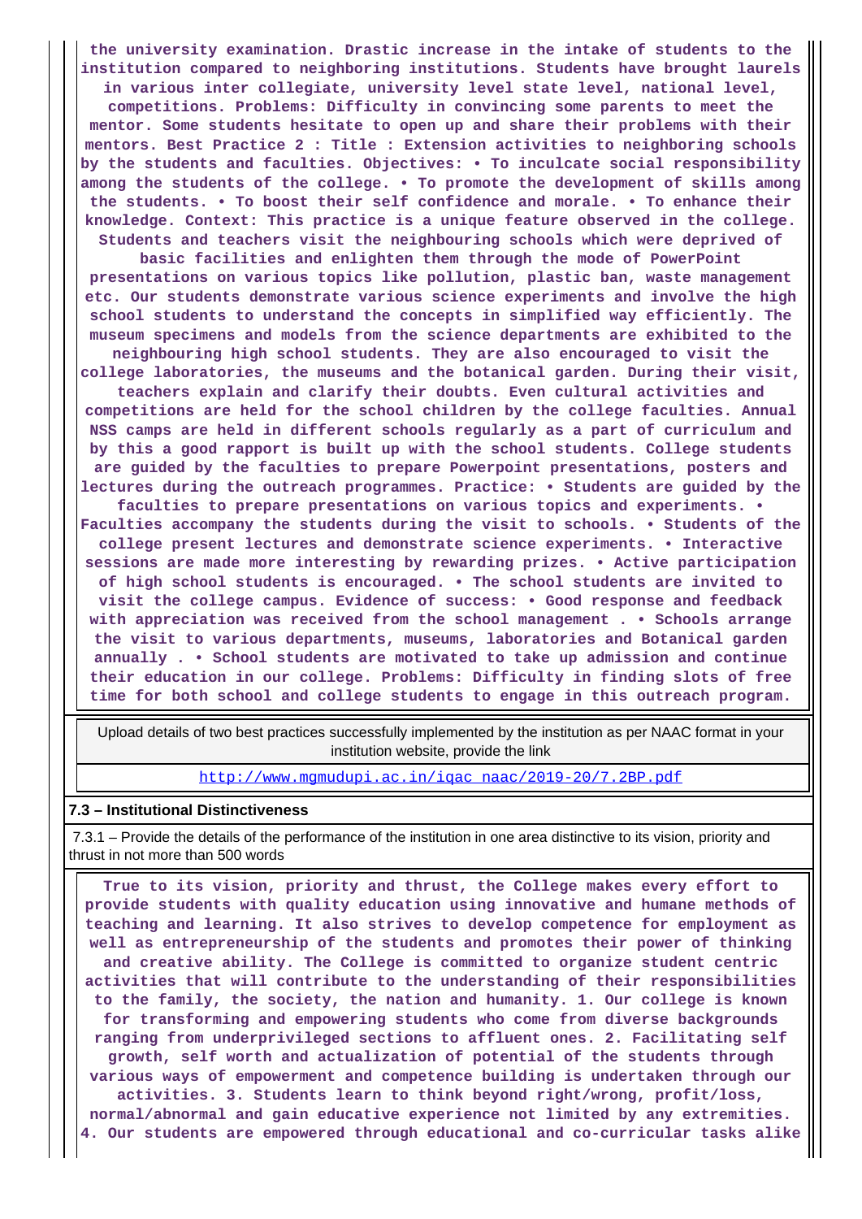the university examination. Drastic increase in the intake of students to the institution compared to neighboring institutions. Students have brought laurels in various inter collegiate, university level state level, national level, competitions. Problems: Difficulty in convincing some parents to meet the mentor. Some students hesitate to open up and share their problems with their mentors. Best Practice 2 : Title : Extension activities to neighboring schools by the students and faculties. Objectives: • To inculcate social responsibility among the students of the college. • To promote the development of skills among the students. • To boost their self confidence and morale. • To enhance their knowledge. Context: This practice is a unique feature observed in the college. Students and teachers visit the neighbouring schools which were deprived of basic facilities and enlighten them through the mode of PowerPoint presentations on various topics like pollution, plastic ban, waste management etc. Our students demonstrate various science experiments and involve the high school students to understand the concepts in simplified way efficiently. The museum specimens and models from the science departments are exhibited to the neighbouring high school students. They are also encouraged to visit the college laboratories, the museums and the botanical garden. During their visit, teachers explain and clarify their doubts. Even cultural activities and competitions are held for the school children by the college faculties. Annual NSS camps are held in different schools regularly as a part of curriculum and by this a good rapport is built up with the school students. College students are guided by the faculties to prepare Powerpoint presentations, posters and lectures during the outreach programmes. Practice: • Students are guided by the faculties to prepare presentations on various topics and experiments. • Faculties accompany the students during the visit to schools. • Students of the college present lectures and demonstrate science experiments. • Interactive sessions are made more interesting by rewarding prizes. • Active participation of high school students is encouraged. • The school students are invited to visit the college campus. Evidence of success: • Good response and feedback with appreciation was received from the school management . • Schools arrange the visit to various departments, museums, laboratories and Botanical garden annually . • School students are motivated to take up admission and continue their education in our college. Problems: Difficulty in finding slots of free time for both school and college students to engage in this outreach program.

| Upload details of two best practices successfully implemented by the institution as per NAAC format in your institution website, provide the link |
|---|
| http://www.mgmudupi.ac.in/iqac_naac/2019-20/7.2BP.pdf |

### 7.3 – Institutional Distinctiveness

7.3.1 – Provide the details of the performance of the institution in one area distinctive to its vision, priority and thrust in not more than 500 words

True to its vision, priority and thrust, the College makes every effort to provide students with quality education using innovative and humane methods of teaching and learning. It also strives to develop competence for employment as well as entrepreneurship of the students and promotes their power of thinking and creative ability. The College is committed to organize student centric activities that will contribute to the understanding of their responsibilities to the family, the society, the nation and humanity. 1. Our college is known for transforming and empowering students who come from diverse backgrounds ranging from underprivileged sections to affluent ones. 2. Facilitating self growth, self worth and actualization of potential of the students through various ways of empowerment and competence building is undertaken through our activities. 3. Students learn to think beyond right/wrong, profit/loss, normal/abnormal and gain educative experience not limited by any extremities. 4. Our students are empowered through educational and co-curricular tasks alike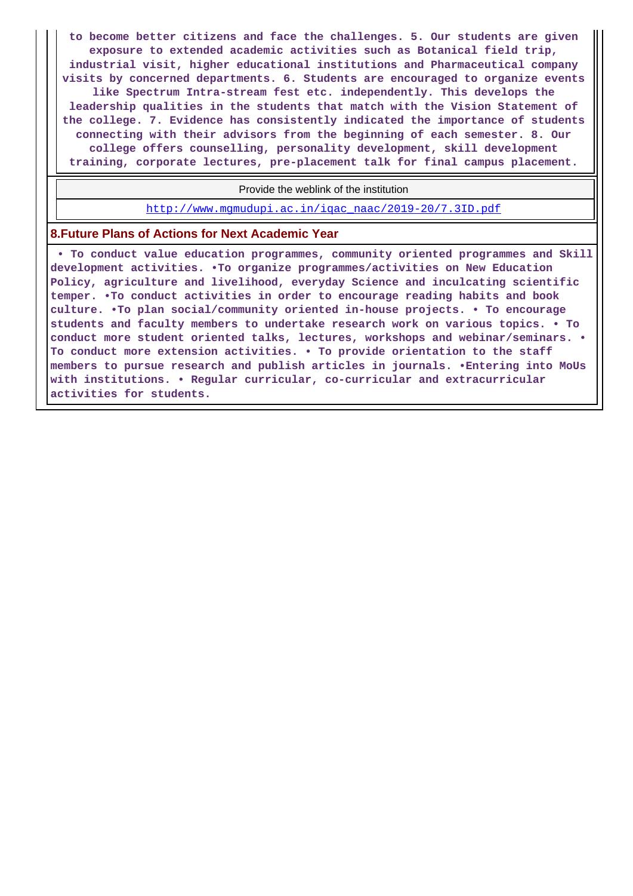**to become better citizens and face the challenges. 5. Our students are given exposure to extended academic activities such as Botanical field trip, industrial visit, higher educational institutions and Pharmaceutical company visits by concerned departments. 6. Students are encouraged to organize events like Spectrum Intra-stream fest etc. independently. This develops the leadership qualities in the students that match with the Vision Statement of the college. 7. Evidence has consistently indicated the importance of students connecting with their advisors from the beginning of each semester. 8. Our college offers counselling, personality development, skill development training, corporate lectures, pre-placement talk for final campus placement.**

| Provide the weblink of the institution |
|---|
| http://www.mgmudupi.ac.in/iqac_naac/2019-20/7.3ID.pdf |

## 8.Future Plans of Actions for Next Academic Year

**• To conduct value education programmes, community oriented programmes and Skill development activities. •To organize programmes/activities on New Education Policy, agriculture and livelihood, everyday Science and inculcating scientific temper. •To conduct activities in order to encourage reading habits and book culture. •To plan social/community oriented in-house projects. • To encourage students and faculty members to undertake research work on various topics. • To conduct more student oriented talks, lectures, workshops and webinar/seminars. • To conduct more extension activities. • To provide orientation to the staff members to pursue research and publish articles in journals. •Entering into MoUs with institutions. • Regular curricular, co-curricular and extracurricular activities for students.**